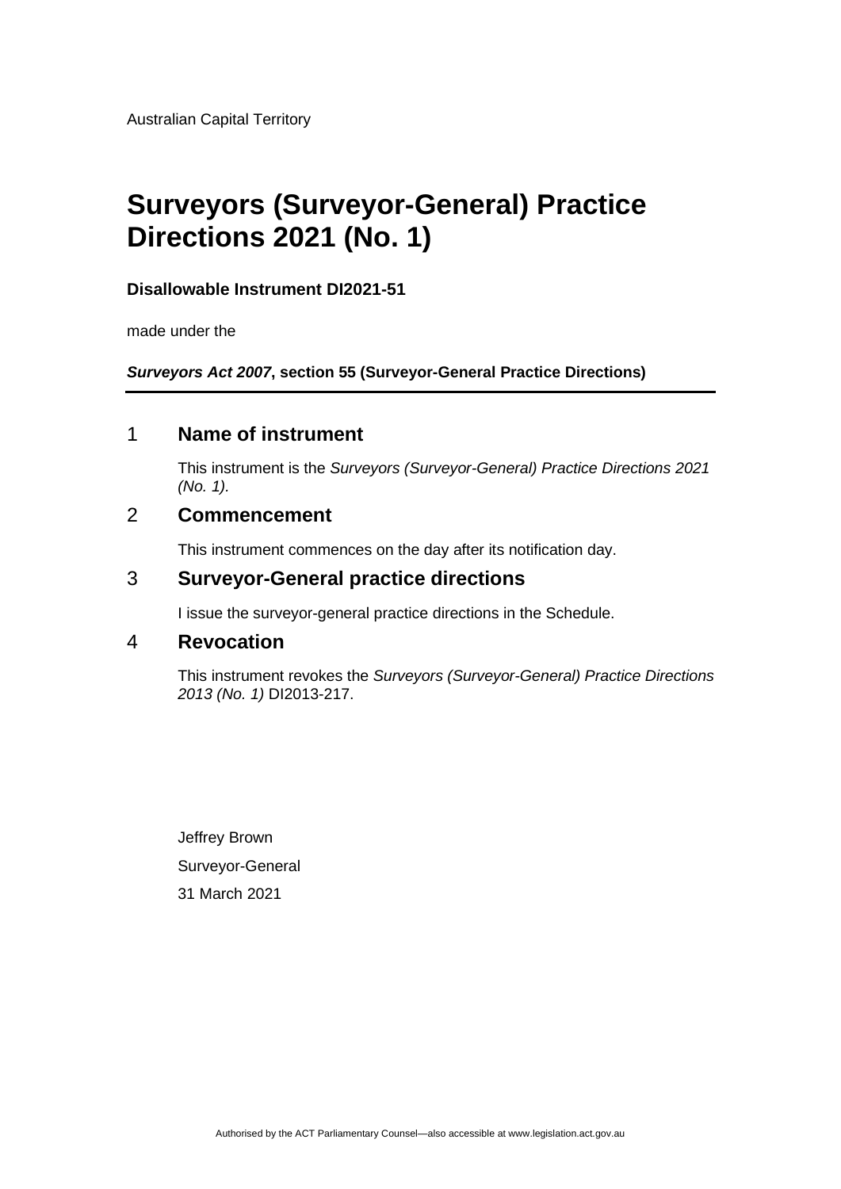Australian Capital Territory

# Surveyors (Surveyor-General) Practice Directions 2021 (No. 1)

**Disallowable Instrument DI2021-51**

made under the

***Surveyors Act 2007*, section 55 (Surveyor-General Practice Directions)**

## 1 Name of instrument

This instrument is the *Surveyors (Surveyor-General) Practice Directions 2021 (No. 1).*

## 2 Commencement

This instrument commences on the day after its notification day.

## 3 Surveyor-General practice directions

I issue the surveyor-general practice directions in the Schedule.

## 4 Revocation

This instrument revokes the *Surveyors (Surveyor-General) Practice Directions 2013 (No. 1)* DI2013-217.

Jeffrey Brown

Surveyor-General

31 March 2021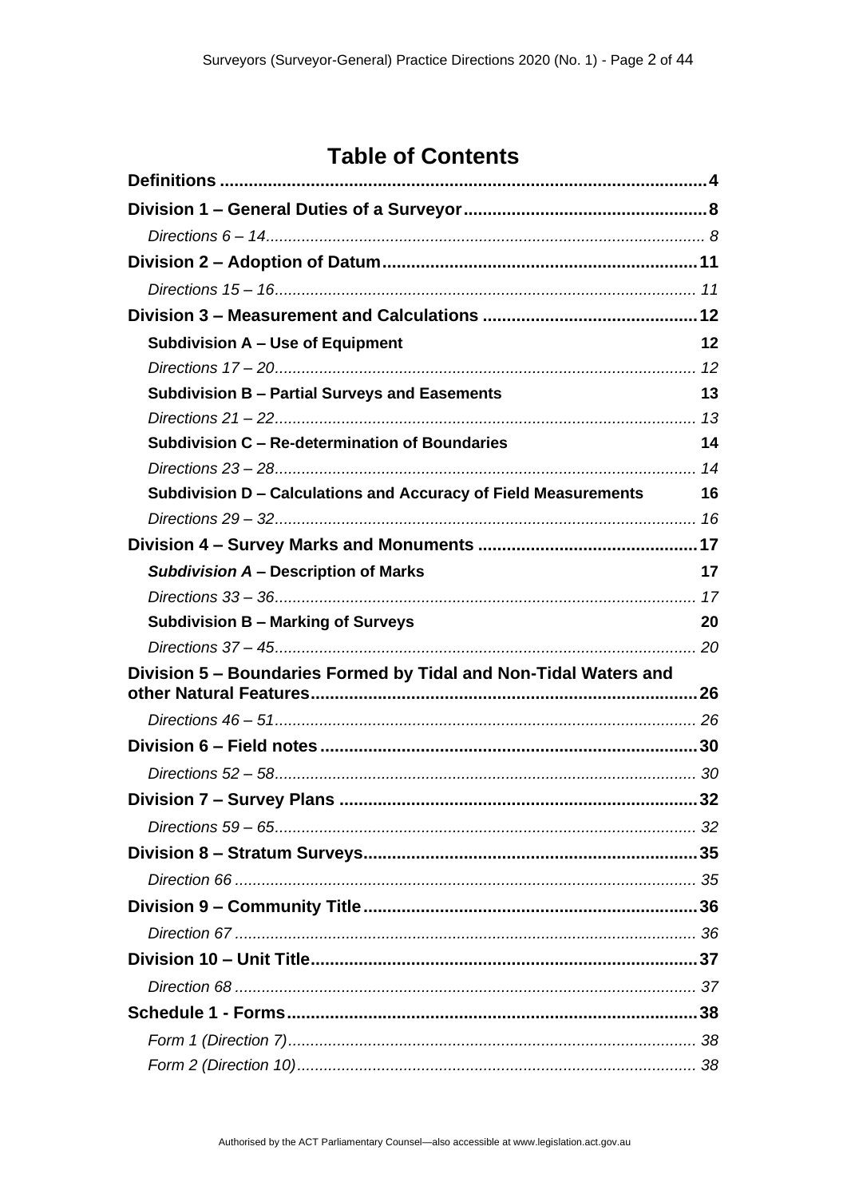# Table of Contents

**Definitions** .......... **4**

**Division 1 – General Duties of a Surveyor** .......... **8**

*Directions 6 – 14* .......... *8*

**Division 2 – Adoption of Datum** .......... **11**

*Directions 15 – 16* .......... *11*

**Division 3 – Measurement and Calculations** .......... **12**

**Subdivision A – Use of Equipment** **12**

*Directions 17 – 20* .......... *12*

**Subdivision B – Partial Surveys and Easements** **13**

*Directions 21 – 22* .......... *13*

**Subdivision C – Re-determination of Boundaries** **14**

*Directions 23 – 28* .......... *14*

**Subdivision D – Calculations and Accuracy of Field Measurements** **16**

*Directions 29 – 32* .......... *16*

**Division 4 – Survey Marks and Monuments** .......... **17**

***Subdivision A* – Description of Marks** **17**

*Directions 33 – 36* .......... *17*

**Subdivision B – Marking of Surveys** **20**

*Directions 37 – 45* .......... *20*

**Division 5 – Boundaries Formed by Tidal and Non-Tidal Waters and other Natural Features** .......... **26**

*Directions 46 – 51* .......... *26*

**Division 6 – Field notes** .......... **30**

*Directions 52 – 58* .......... *30*

**Division 7 – Survey Plans** .......... **32**

*Directions 59 – 65* .......... *32*

**Division 8 – Stratum Surveys** .......... **35**

*Direction 66* .......... *35*

**Division 9 – Community Title** .......... **36**

*Direction 67* .......... *36*

**Division 10 – Unit Title** .......... **37**

*Direction 68* .......... *37*

**Schedule 1 - Forms** .......... **38**

*Form 1 (Direction 7)* .......... *38*

*Form 2 (Direction 10)* .......... *38*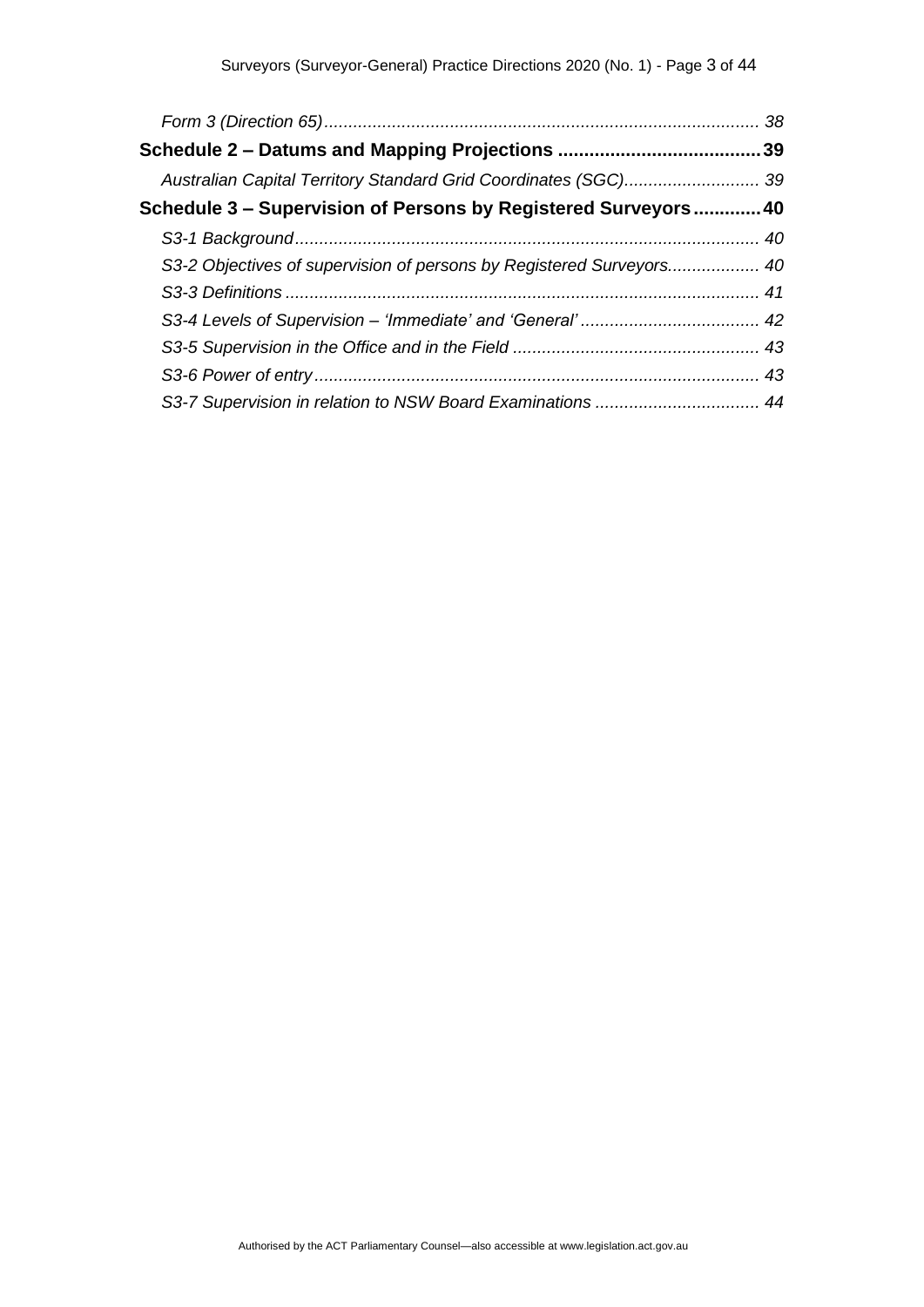*Form 3 (Direction 65)* ........................................................................................ 38

**Schedule 2 – Datums and Mapping Projections** ...................................... **39**

*Australian Capital Territory Standard Grid Coordinates (SGC)*........................... 39

**Schedule 3 – Supervision of Persons by Registered Surveyors** ............ **40**

*S3-1 Background*.............................................................................................. 40

*S3-2 Objectives of supervision of persons by Registered Surveyors*.................. 40

*S3-3 Definitions* ................................................................................................ 41

*S3-4 Levels of Supervision – 'Immediate' and 'General'* .................................... 42

*S3-5 Supervision in the Office and in the Field* .................................................. 43

*S3-6 Power of entry*........................................................................................... 43

*S3-7 Supervision in relation to NSW Board Examinations* ................................. 44

Authorised by the ACT Parliamentary Counsel—also accessible at www.legislation.act.gov.au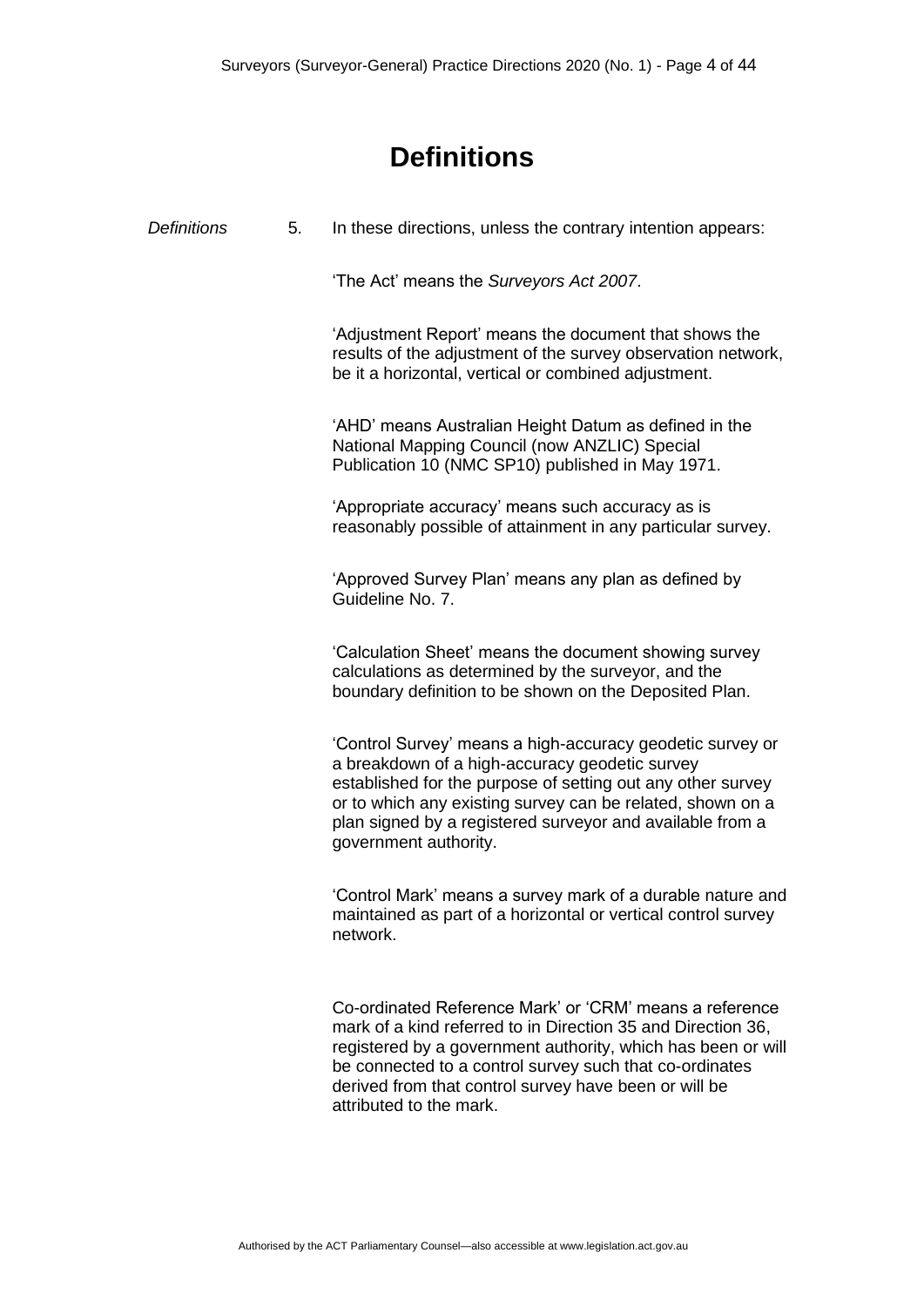# Definitions

*Definitions* 5. In these directions, unless the contrary intention appears:

'The Act' means the *Surveyors Act 2007*.

'Adjustment Report' means the document that shows the results of the adjustment of the survey observation network, be it a horizontal, vertical or combined adjustment.

'AHD' means Australian Height Datum as defined in the National Mapping Council (now ANZLIC) Special Publication 10 (NMC SP10) published in May 1971.

'Appropriate accuracy' means such accuracy as is reasonably possible of attainment in any particular survey.

'Approved Survey Plan' means any plan as defined by Guideline No. 7.

'Calculation Sheet' means the document showing survey calculations as determined by the surveyor, and the boundary definition to be shown on the Deposited Plan.

'Control Survey' means a high-accuracy geodetic survey or a breakdown of a high-accuracy geodetic survey established for the purpose of setting out any other survey or to which any existing survey can be related, shown on a plan signed by a registered surveyor and available from a government authority.

'Control Mark' means a survey mark of a durable nature and maintained as part of a horizontal or vertical control survey network.

Co-ordinated Reference Mark' or 'CRM' means a reference mark of a kind referred to in Direction 35 and Direction 36, registered by a government authority, which has been or will be connected to a control survey such that co-ordinates derived from that control survey have been or will be attributed to the mark.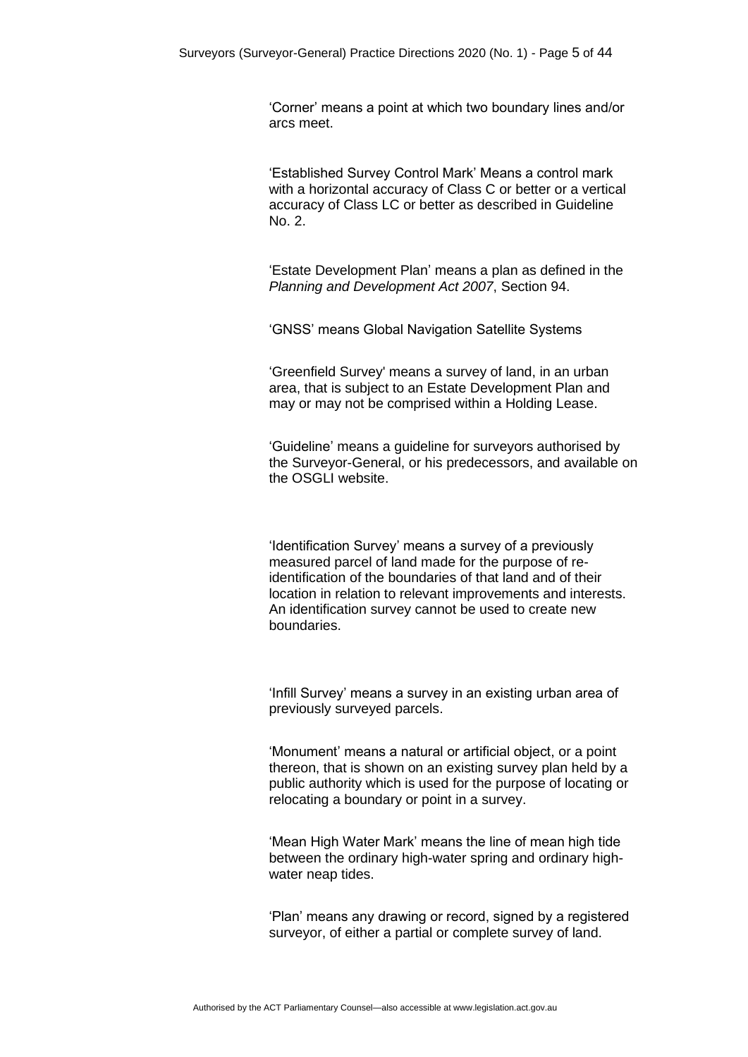'Corner' means a point at which two boundary lines and/or arcs meet.

'Established Survey Control Mark' Means a control mark with a horizontal accuracy of Class C or better or a vertical accuracy of Class LC or better as described in Guideline No. 2.

'Estate Development Plan' means a plan as defined in the *Planning and Development Act 2007*, Section 94.

'GNSS' means Global Navigation Satellite Systems

'Greenfield Survey' means a survey of land, in an urban area, that is subject to an Estate Development Plan and may or may not be comprised within a Holding Lease.

'Guideline' means a guideline for surveyors authorised by the Surveyor-General, or his predecessors, and available on the OSGLI website.

'Identification Survey' means a survey of a previously measured parcel of land made for the purpose of re-identification of the boundaries of that land and of their location in relation to relevant improvements and interests. An identification survey cannot be used to create new boundaries.

'Infill Survey' means a survey in an existing urban area of previously surveyed parcels.

'Monument' means a natural or artificial object, or a point thereon, that is shown on an existing survey plan held by a public authority which is used for the purpose of locating or relocating a boundary or point in a survey.

'Mean High Water Mark' means the line of mean high tide between the ordinary high-water spring and ordinary high-water neap tides.

'Plan' means any drawing or record, signed by a registered surveyor, of either a partial or complete survey of land.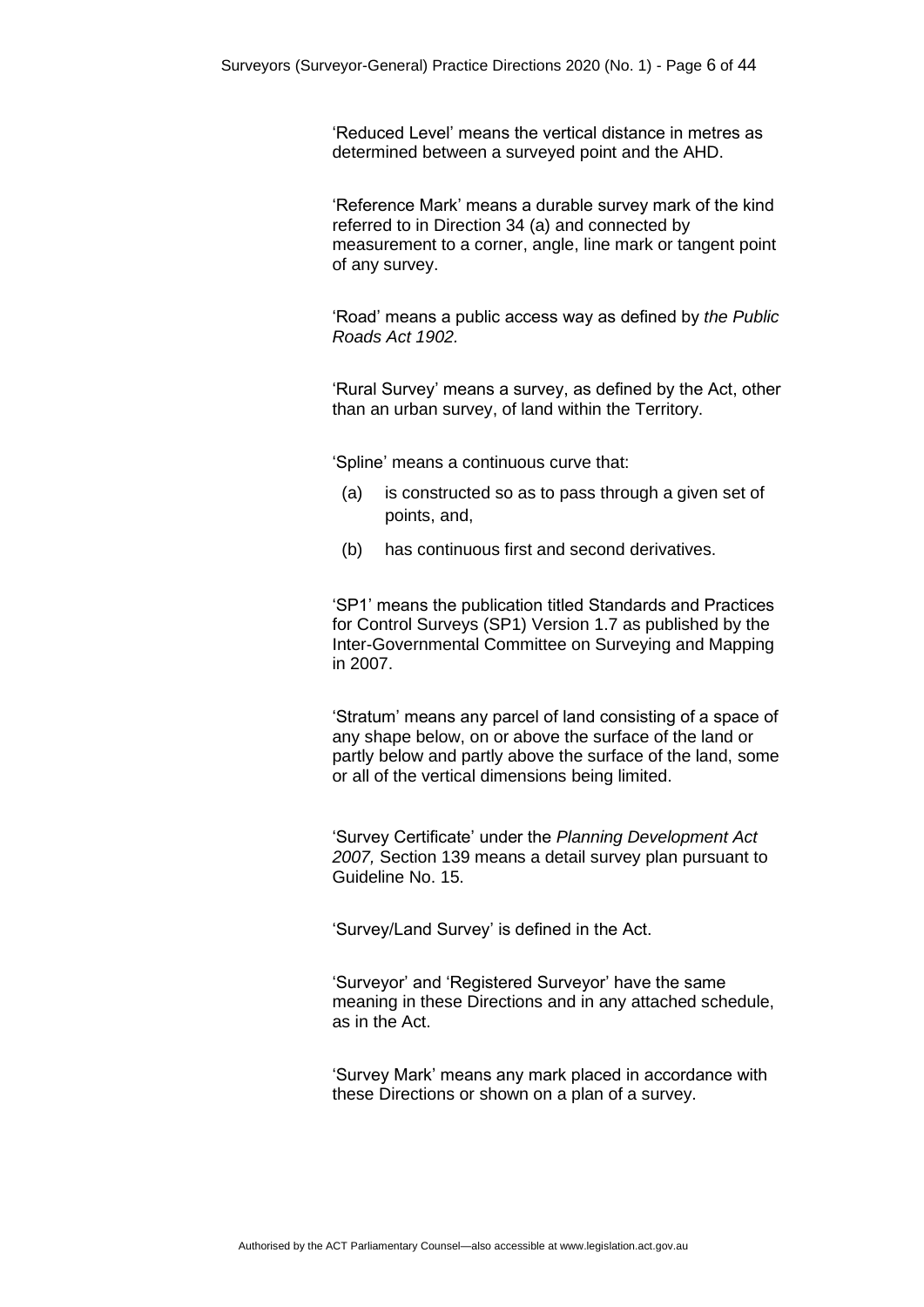'Reduced Level' means the vertical distance in metres as determined between a surveyed point and the AHD.

'Reference Mark' means a durable survey mark of the kind referred to in Direction 34 (a) and connected by measurement to a corner, angle, line mark or tangent point of any survey.

'Road' means a public access way as defined by *the Public Roads Act 1902.*

'Rural Survey' means a survey, as defined by the Act, other than an urban survey, of land within the Territory.

'Spline' means a continuous curve that:

(a) is constructed so as to pass through a given set of points, and,

(b) has continuous first and second derivatives.

'SP1' means the publication titled Standards and Practices for Control Surveys (SP1) Version 1.7 as published by the Inter-Governmental Committee on Surveying and Mapping in 2007.

'Stratum' means any parcel of land consisting of a space of any shape below, on or above the surface of the land or partly below and partly above the surface of the land, some or all of the vertical dimensions being limited.

'Survey Certificate' under the *Planning Development Act 2007,* Section 139 means a detail survey plan pursuant to Guideline No. 15.

'Survey/Land Survey' is defined in the Act.

'Surveyor' and 'Registered Surveyor' have the same meaning in these Directions and in any attached schedule, as in the Act.

'Survey Mark' means any mark placed in accordance with these Directions or shown on a plan of a survey.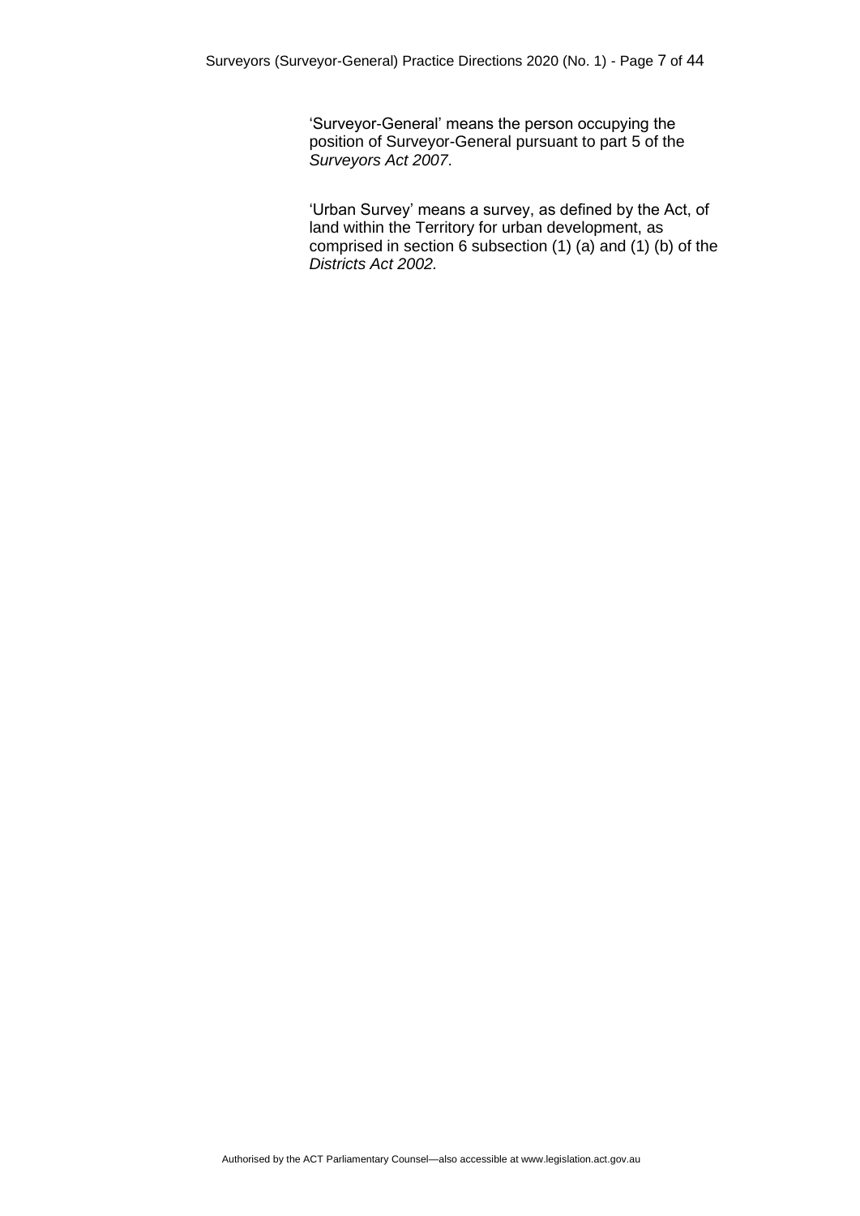'Surveyor-General' means the person occupying the position of Surveyor-General pursuant to part 5 of the *Surveyors Act 2007*.

'Urban Survey' means a survey, as defined by the Act, of land within the Territory for urban development, as comprised in section 6 subsection (1) (a) and (1) (b) of the *Districts Act 2002.*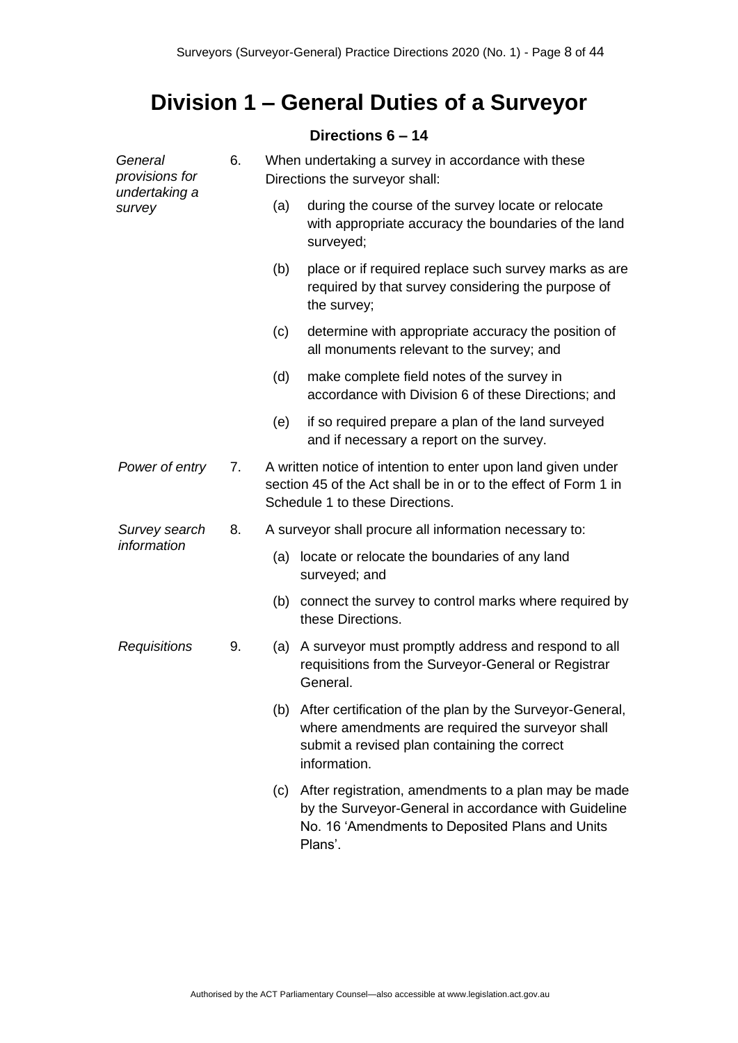# Division 1 – General Duties of a Surveyor

### Directions 6 – 14

*General provisions for undertaking a survey*

6. When undertaking a survey in accordance with these Directions the surveyor shall:

    (a) during the course of the survey locate or relocate with appropriate accuracy the boundaries of the land surveyed;

    (b) place or if required replace such survey marks as are required by that survey considering the purpose of the survey;

    (c) determine with appropriate accuracy the position of all monuments relevant to the survey; and

    (d) make complete field notes of the survey in accordance with Division 6 of these Directions; and

    (e) if so required prepare a plan of the land surveyed and if necessary a report on the survey.

*Power of entry*

7. A written notice of intention to enter upon land given under section 45 of the Act shall be in or to the effect of Form 1 in Schedule 1 to these Directions.

*Survey search information*

8. A surveyor shall procure all information necessary to:

    (a) locate or relocate the boundaries of any land surveyed; and

    (b) connect the survey to control marks where required by these Directions.

*Requisitions*

9. (a) A surveyor must promptly address and respond to all requisitions from the Surveyor-General or Registrar General.

    (b) After certification of the plan by the Surveyor-General, where amendments are required the surveyor shall submit a revised plan containing the correct information.

    (c) After registration, amendments to a plan may be made by the Surveyor-General in accordance with Guideline No. 16 'Amendments to Deposited Plans and Units Plans'.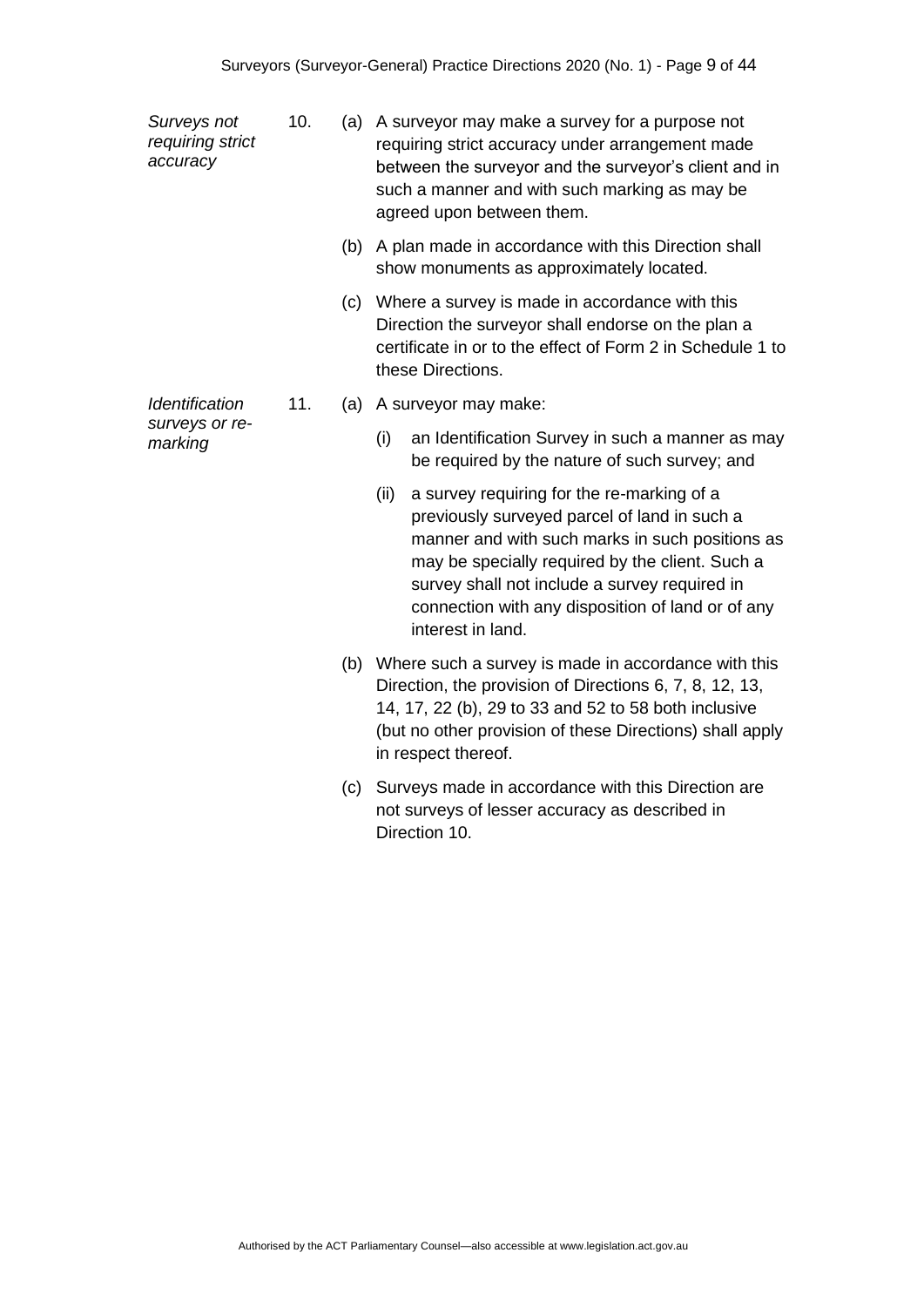*Surveys not requiring strict accuracy*

10. (a) A surveyor may make a survey for a purpose not requiring strict accuracy under arrangement made between the surveyor and the surveyor's client and in such a manner and with such marking as may be agreed upon between them.

    (b) A plan made in accordance with this Direction shall show monuments as approximately located.

    (c) Where a survey is made in accordance with this Direction the surveyor shall endorse on the plan a certificate in or to the effect of Form 2 in Schedule 1 to these Directions.

*Identification surveys or re-marking*

11. (a) A surveyor may make:

    (i) an Identification Survey in such a manner as may be required by the nature of such survey; and

    (ii) a survey requiring for the re-marking of a previously surveyed parcel of land in such a manner and with such marks in such positions as may be specially required by the client. Such a survey shall not include a survey required in connection with any disposition of land or of any interest in land.

    (b) Where such a survey is made in accordance with this Direction, the provision of Directions 6, 7, 8, 12, 13, 14, 17, 22 (b), 29 to 33 and 52 to 58 both inclusive (but no other provision of these Directions) shall apply in respect thereof.

    (c) Surveys made in accordance with this Direction are not surveys of lesser accuracy as described in Direction 10.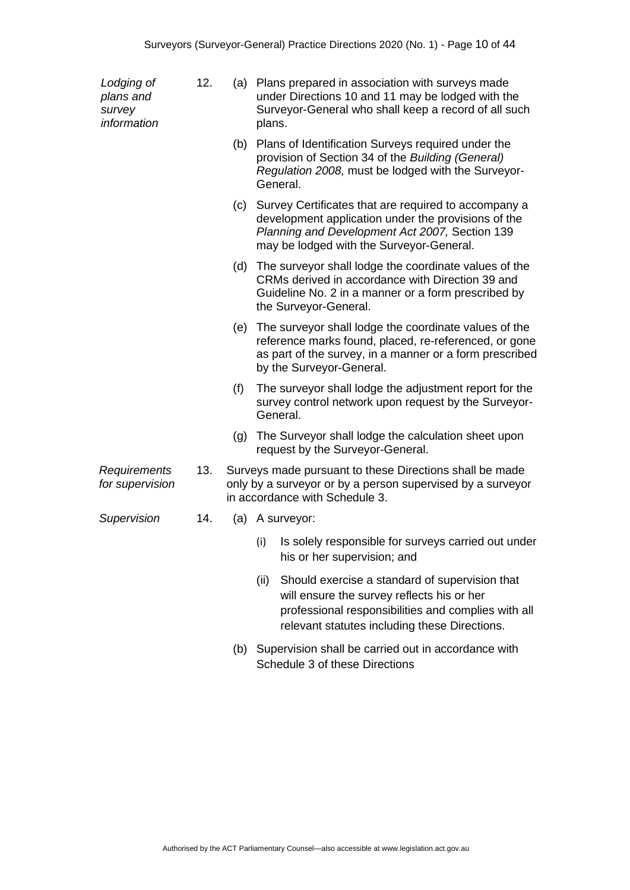*Lodging of plans and survey information*

12. (a) Plans prepared in association with surveys made under Directions 10 and 11 may be lodged with the Surveyor-General who shall keep a record of all such plans.

    (b) Plans of Identification Surveys required under the provision of Section 34 of the *Building (General) Regulation 2008,* must be lodged with the Surveyor-General.

    (c) Survey Certificates that are required to accompany a development application under the provisions of the *Planning and Development Act 2007,* Section 139 may be lodged with the Surveyor-General.

    (d) The surveyor shall lodge the coordinate values of the CRMs derived in accordance with Direction 39 and Guideline No. 2 in a manner or a form prescribed by the Surveyor-General.

    (e) The surveyor shall lodge the coordinate values of the reference marks found, placed, re-referenced, or gone as part of the survey, in a manner or a form prescribed by the Surveyor-General.

    (f) The surveyor shall lodge the adjustment report for the survey control network upon request by the Surveyor-General.

    (g) The Surveyor shall lodge the calculation sheet upon request by the Surveyor-General.

*Requirements for supervision*

13. Surveys made pursuant to these Directions shall be made only by a surveyor or by a person supervised by a surveyor in accordance with Schedule 3.

*Supervision*

14. (a) A surveyor:

    (i) Is solely responsible for surveys carried out under his or her supervision; and

    (ii) Should exercise a standard of supervision that will ensure the survey reflects his or her professional responsibilities and complies with all relevant statutes including these Directions.

    (b) Supervision shall be carried out in accordance with Schedule 3 of these Directions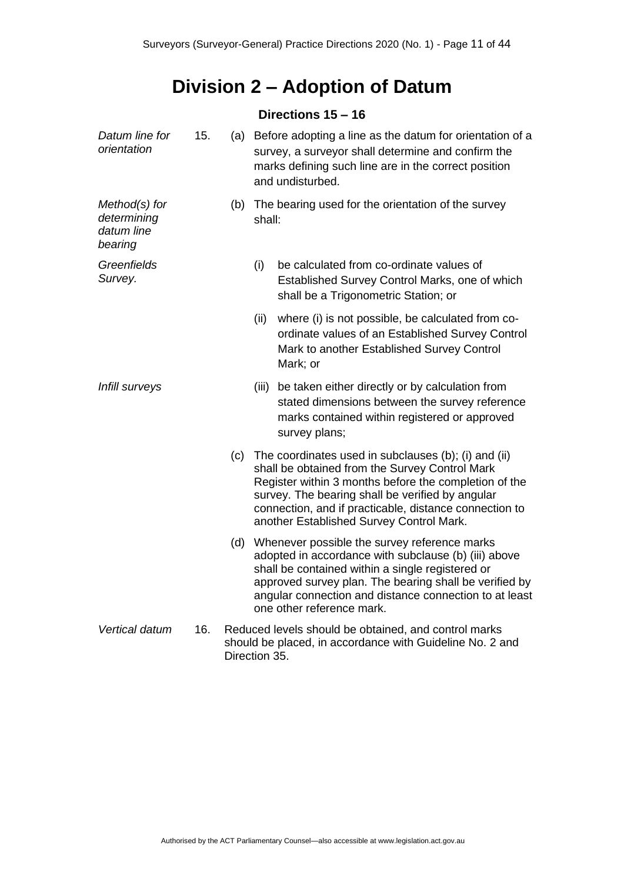# Division 2 – Adoption of Datum

## Directions 15 – 16

*Datum line for orientation*

15. (a) Before adopting a line as the datum for orientation of a survey, a surveyor shall determine and confirm the marks defining such line are in the correct position and undisturbed.

*Method(s) for determining datum line bearing*

(b) The bearing used for the orientation of the survey shall:

*Greenfields Survey.*

(i) be calculated from co-ordinate values of Established Survey Control Marks, one of which shall be a Trigonometric Station; or

(ii) where (i) is not possible, be calculated from co-ordinate values of an Established Survey Control Mark to another Established Survey Control Mark; or

*Infill surveys*

(iii) be taken either directly or by calculation from stated dimensions between the survey reference marks contained within registered or approved survey plans;

(c) The coordinates used in subclauses (b); (i) and (ii) shall be obtained from the Survey Control Mark Register within 3 months before the completion of the survey. The bearing shall be verified by angular connection, and if practicable, distance connection to another Established Survey Control Mark.

(d) Whenever possible the survey reference marks adopted in accordance with subclause (b) (iii) above shall be contained within a single registered or approved survey plan. The bearing shall be verified by angular connection and distance connection to at least one other reference mark.

*Vertical datum*

16. Reduced levels should be obtained, and control marks should be placed, in accordance with Guideline No. 2 and Direction 35.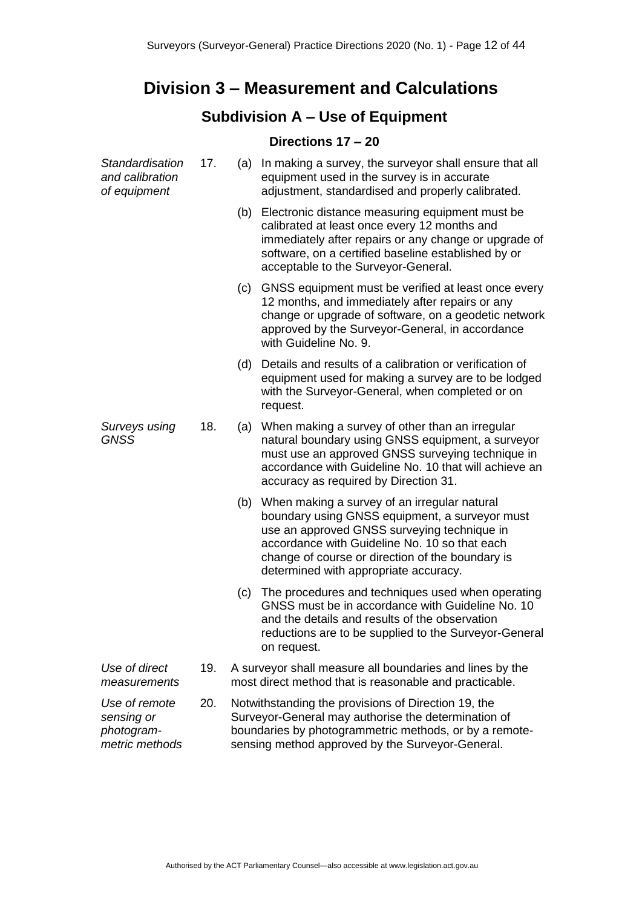# Division 3 – Measurement and Calculations

## Subdivision A – Use of Equipment

### Directions 17 – 20

*Standardisation and calibration of equipment*

17. (a) In making a survey, the surveyor shall ensure that all equipment used in the survey is in accurate adjustment, standardised and properly calibrated.

(b) Electronic distance measuring equipment must be calibrated at least once every 12 months and immediately after repairs or any change or upgrade of software, on a certified baseline established by or acceptable to the Surveyor-General.

(c) GNSS equipment must be verified at least once every 12 months, and immediately after repairs or any change or upgrade of software, on a geodetic network approved by the Surveyor-General, in accordance with Guideline No. 9.

(d) Details and results of a calibration or verification of equipment used for making a survey are to be lodged with the Surveyor-General, when completed or on request.

*Surveys using GNSS*

18. (a) When making a survey of other than an irregular natural boundary using GNSS equipment, a surveyor must use an approved GNSS surveying technique in accordance with Guideline No. 10 that will achieve an accuracy as required by Direction 31.

(b) When making a survey of an irregular natural boundary using GNSS equipment, a surveyor must use an approved GNSS surveying technique in accordance with Guideline No. 10 so that each change of course or direction of the boundary is determined with appropriate accuracy.

(c) The procedures and techniques used when operating GNSS must be in accordance with Guideline No. 10 and the details and results of the observation reductions are to be supplied to the Surveyor-General on request.

*Use of direct measurements*

19. A surveyor shall measure all boundaries and lines by the most direct method that is reasonable and practicable.

*Use of remote sensing or photogrammetric methods*

20. Notwithstanding the provisions of Direction 19, the Surveyor-General may authorise the determination of boundaries by photogrammetric methods, or by a remote-sensing method approved by the Surveyor-General.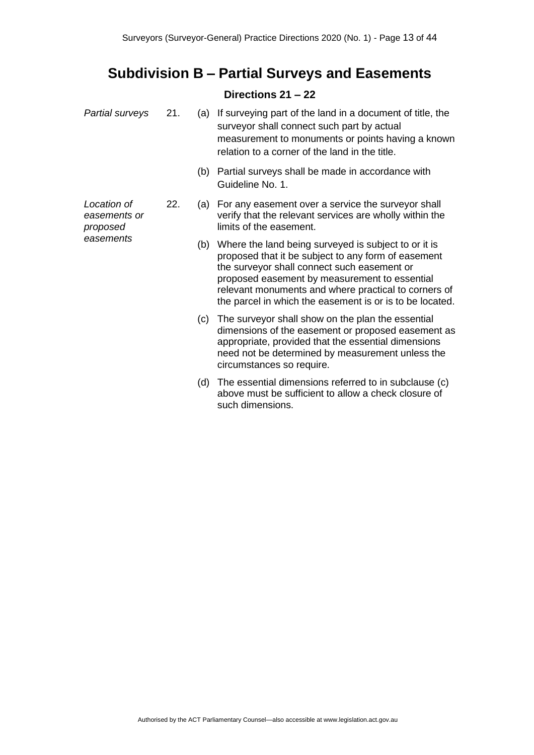## Subdivision B – Partial Surveys and Easements

### Directions 21 – 22

*Partial surveys*

21. (a) If surveying part of the land in a document of title, the surveyor shall connect such part by actual measurement to monuments or points having a known relation to a corner of the land in the title.

    (b) Partial surveys shall be made in accordance with Guideline No. 1.

*Location of easements or proposed easements*

22. (a) For any easement over a service the surveyor shall verify that the relevant services are wholly within the limits of the easement.

    (b) Where the land being surveyed is subject to or it is proposed that it be subject to any form of easement the surveyor shall connect such easement or proposed easement by measurement to essential relevant monuments and where practical to corners of the parcel in which the easement is or is to be located.

    (c) The surveyor shall show on the plan the essential dimensions of the easement or proposed easement as appropriate, provided that the essential dimensions need not be determined by measurement unless the circumstances so require.

    (d) The essential dimensions referred to in subclause (c) above must be sufficient to allow a check closure of such dimensions.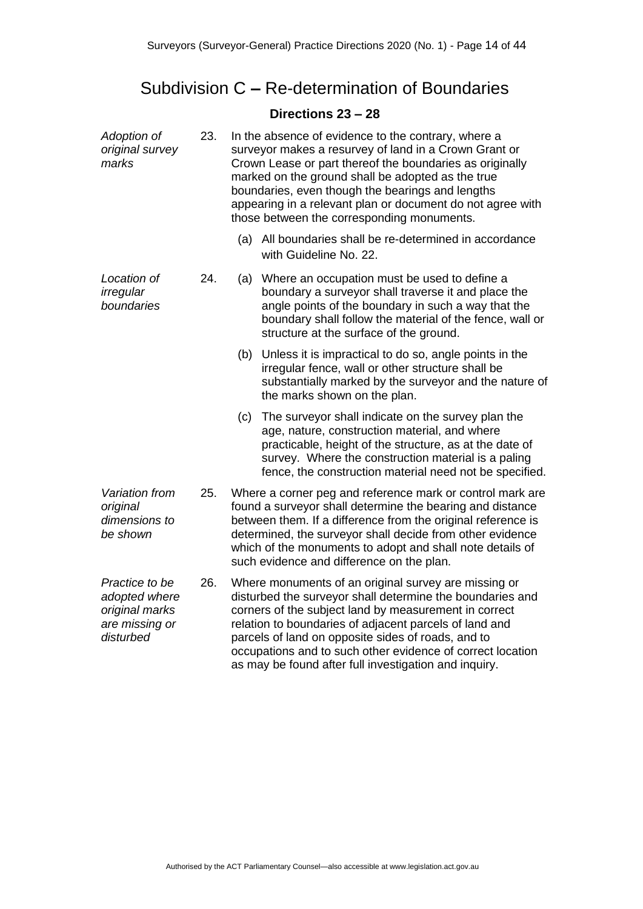# Subdivision C – Re-determination of Boundaries

**Directions 23 – 28**

*Adoption of original survey marks*

23. In the absence of evidence to the contrary, where a surveyor makes a resurvey of land in a Crown Grant or Crown Lease or part thereof the boundaries as originally marked on the ground shall be adopted as the true boundaries, even though the bearings and lengths appearing in a relevant plan or document do not agree with those between the corresponding monuments.

    (a) All boundaries shall be re-determined in accordance with Guideline No. 22.

*Location of irregular boundaries*

24. (a) Where an occupation must be used to define a boundary a surveyor shall traverse it and place the angle points of the boundary in such a way that the boundary shall follow the material of the fence, wall or structure at the surface of the ground.

    (b) Unless it is impractical to do so, angle points in the irregular fence, wall or other structure shall be substantially marked by the surveyor and the nature of the marks shown on the plan.

    (c) The surveyor shall indicate on the survey plan the age, nature, construction material, and where practicable, height of the structure, as at the date of survey. Where the construction material is a paling fence, the construction material need not be specified.

*Variation from original dimensions to be shown*

25. Where a corner peg and reference mark or control mark are found a surveyor shall determine the bearing and distance between them. If a difference from the original reference is determined, the surveyor shall decide from other evidence which of the monuments to adopt and shall note details of such evidence and difference on the plan.

*Practice to be adopted where original marks are missing or disturbed*

26. Where monuments of an original survey are missing or disturbed the surveyor shall determine the boundaries and corners of the subject land by measurement in correct relation to boundaries of adjacent parcels of land and parcels of land on opposite sides of roads, and to occupations and to such other evidence of correct location as may be found after full investigation and inquiry.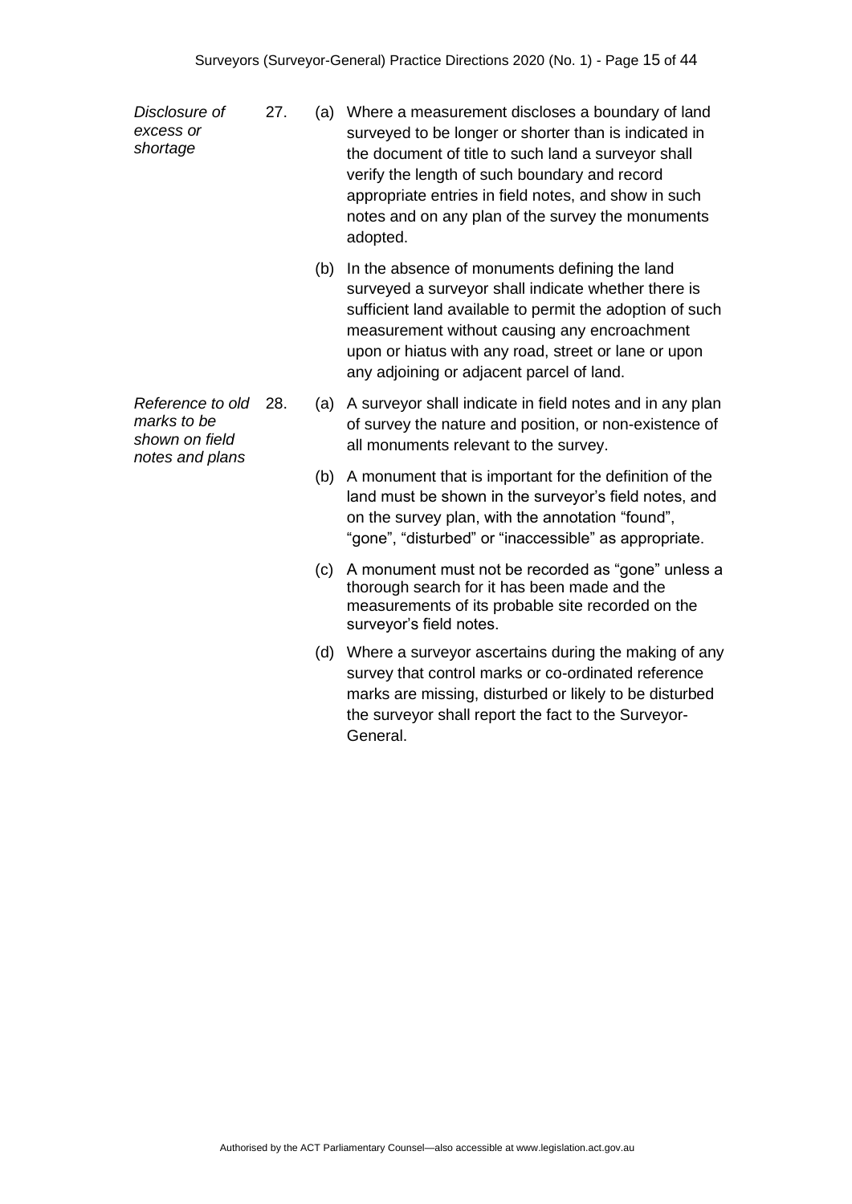*Disclosure of excess or shortage*

27. (a) Where a measurement discloses a boundary of land surveyed to be longer or shorter than is indicated in the document of title to such land a surveyor shall verify the length of such boundary and record appropriate entries in field notes, and show in such notes and on any plan of the survey the monuments adopted.

(b) In the absence of monuments defining the land surveyed a surveyor shall indicate whether there is sufficient land available to permit the adoption of such measurement without causing any encroachment upon or hiatus with any road, street or lane or upon any adjoining or adjacent parcel of land.

*Reference to old marks to be shown on field notes and plans*

28. (a) A surveyor shall indicate in field notes and in any plan of survey the nature and position, or non-existence of all monuments relevant to the survey.

(b) A monument that is important for the definition of the land must be shown in the surveyor's field notes, and on the survey plan, with the annotation "found", "gone", "disturbed" or "inaccessible" as appropriate.

(c) A monument must not be recorded as "gone" unless a thorough search for it has been made and the measurements of its probable site recorded on the surveyor's field notes.

(d) Where a surveyor ascertains during the making of any survey that control marks or co-ordinated reference marks are missing, disturbed or likely to be disturbed the surveyor shall report the fact to the Surveyor-General.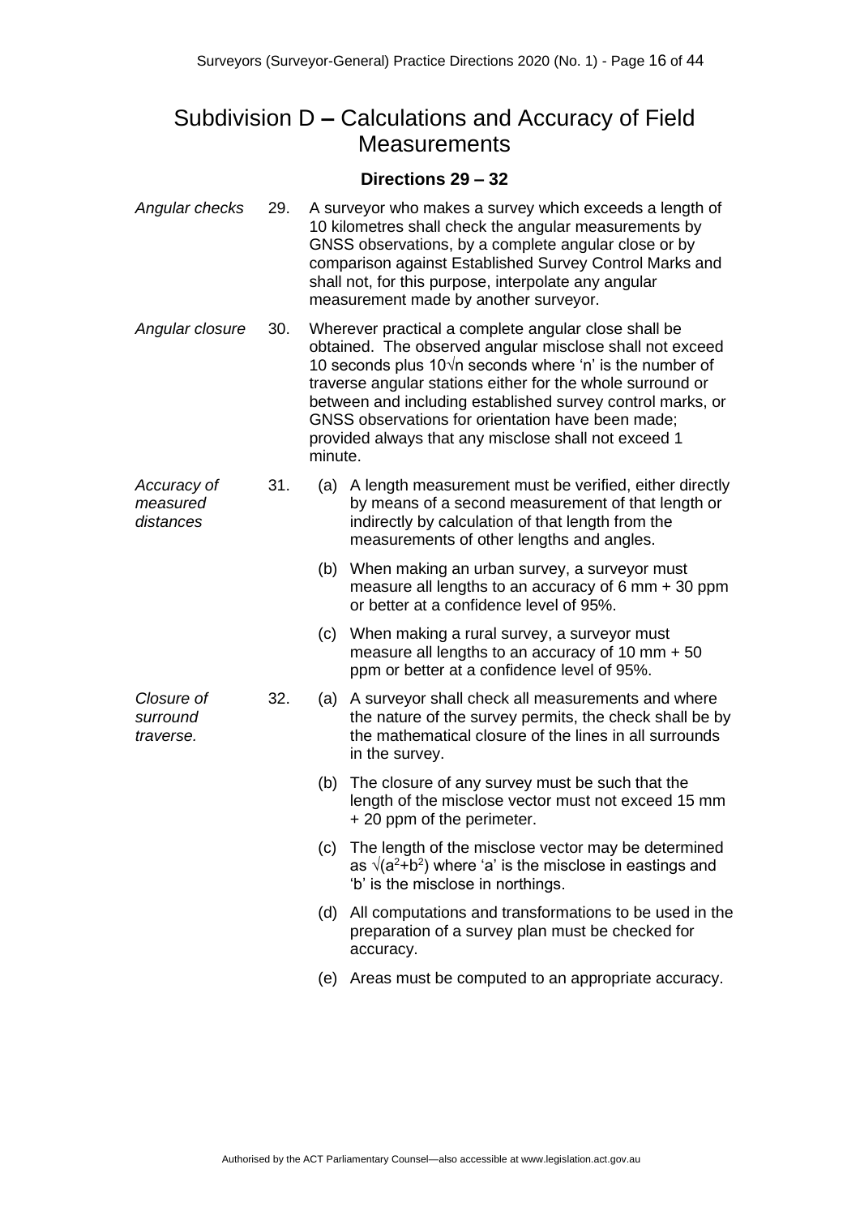# Subdivision D – Calculations and Accuracy of Field Measurements

### Directions 29 – 32

*Angular checks*

29. A surveyor who makes a survey which exceeds a length of 10 kilometres shall check the angular measurements by GNSS observations, by a complete angular close or by comparison against Established Survey Control Marks and shall not, for this purpose, interpolate any angular measurement made by another surveyor.

*Angular closure*

30. Wherever practical a complete angular close shall be obtained. The observed angular misclose shall not exceed 10 seconds plus $10\sqrt{n}$ seconds where 'n' is the number of traverse angular stations either for the whole surround or between and including established survey control marks, or GNSS observations for orientation have been made; provided always that any misclose shall not exceed 1 minute.

*Accuracy of measured distances*

31. (a) A length measurement must be verified, either directly by means of a second measurement of that length or indirectly by calculation of that length from the measurements of other lengths and angles.

    (b) When making an urban survey, a surveyor must measure all lengths to an accuracy of 6 mm + 30 ppm or better at a confidence level of 95%.

    (c) When making a rural survey, a surveyor must measure all lengths to an accuracy of 10 mm + 50 ppm or better at a confidence level of 95%.

*Closure of surround traverse.*

32. (a) A surveyor shall check all measurements and where the nature of the survey permits, the check shall be by the mathematical closure of the lines in all surrounds in the survey.

    (b) The closure of any survey must be such that the length of the misclose vector must not exceed 15 mm + 20 ppm of the perimeter.

    (c) The length of the misclose vector may be determined as $\sqrt{(a^2+b^2)}$ where 'a' is the misclose in eastings and 'b' is the misclose in northings.

    (d) All computations and transformations to be used in the preparation of a survey plan must be checked for accuracy.

    (e) Areas must be computed to an appropriate accuracy.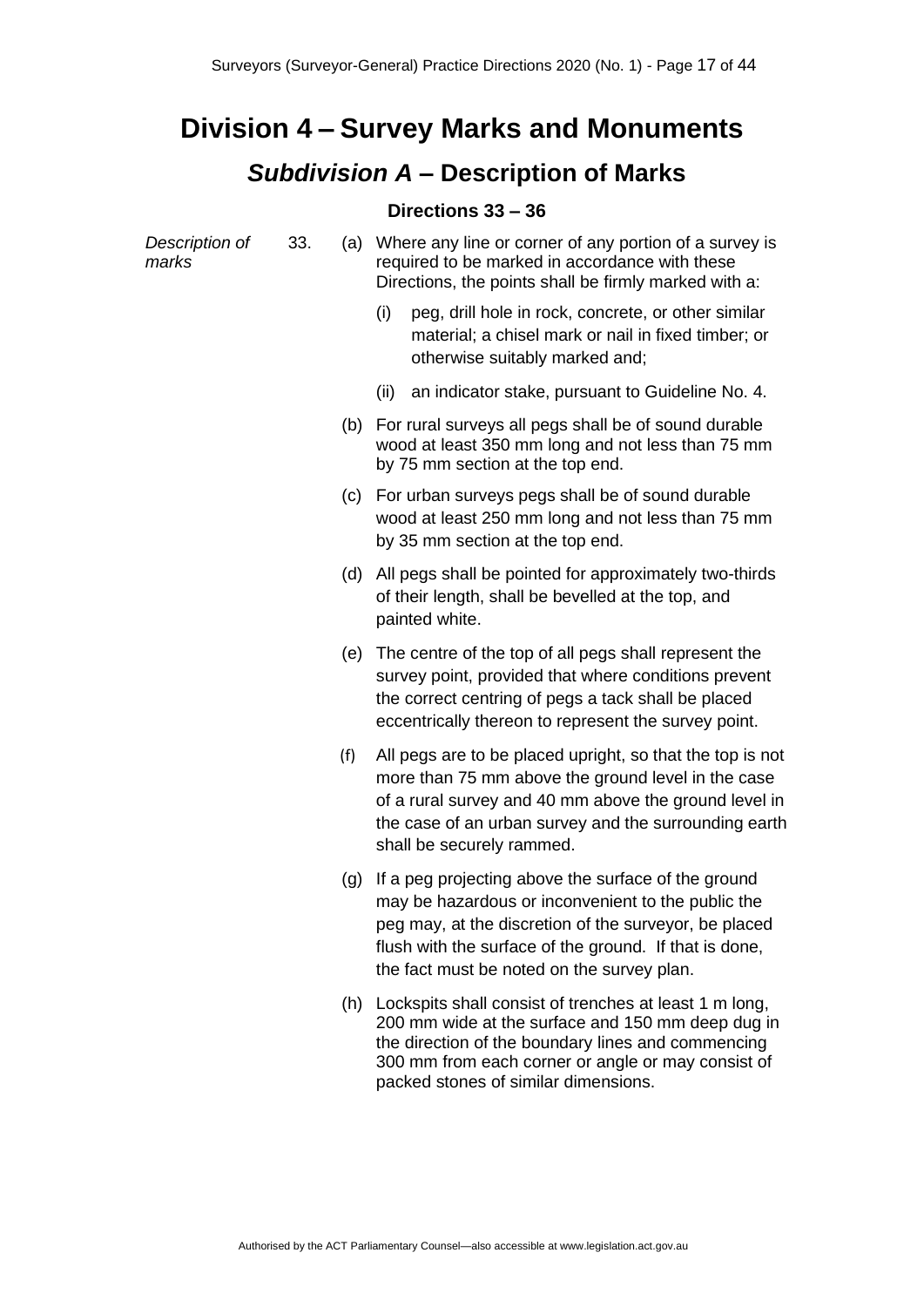# Division 4 – Survey Marks and Monuments

## *Subdivision A* – Description of Marks

### Directions 33 – 36

*Description of marks*

33. (a) Where any line or corner of any portion of a survey is required to be marked in accordance with these Directions, the points shall be firmly marked with a:

    (i) peg, drill hole in rock, concrete, or other similar material; a chisel mark or nail in fixed timber; or otherwise suitably marked and;

    (ii) an indicator stake, pursuant to Guideline No. 4.

    (b) For rural surveys all pegs shall be of sound durable wood at least 350 mm long and not less than 75 mm by 75 mm section at the top end.

    (c) For urban surveys pegs shall be of sound durable wood at least 250 mm long and not less than 75 mm by 35 mm section at the top end.

    (d) All pegs shall be pointed for approximately two-thirds of their length, shall be bevelled at the top, and painted white.

    (e) The centre of the top of all pegs shall represent the survey point, provided that where conditions prevent the correct centring of pegs a tack shall be placed eccentrically thereon to represent the survey point.

    (f) All pegs are to be placed upright, so that the top is not more than 75 mm above the ground level in the case of a rural survey and 40 mm above the ground level in the case of an urban survey and the surrounding earth shall be securely rammed.

    (g) If a peg projecting above the surface of the ground may be hazardous or inconvenient to the public the peg may, at the discretion of the surveyor, be placed flush with the surface of the ground. If that is done, the fact must be noted on the survey plan.

    (h) Lockspits shall consist of trenches at least 1 m long, 200 mm wide at the surface and 150 mm deep dug in the direction of the boundary lines and commencing 300 mm from each corner or angle or may consist of packed stones of similar dimensions.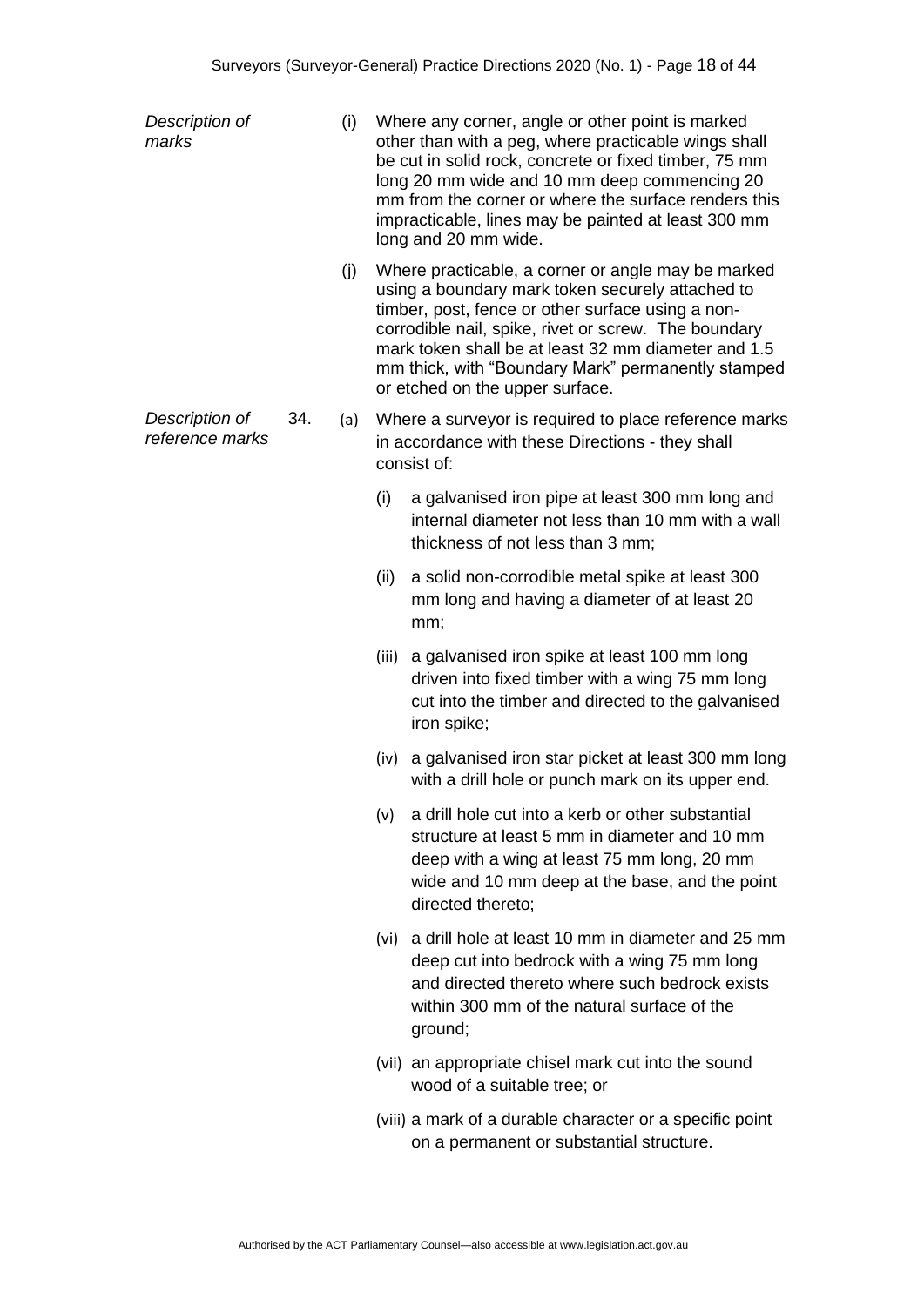*Description of marks*

(i) Where any corner, angle or other point is marked other than with a peg, where practicable wings shall be cut in solid rock, concrete or fixed timber, 75 mm long 20 mm wide and 10 mm deep commencing 20 mm from the corner or where the surface renders this impracticable, lines may be painted at least 300 mm long and 20 mm wide.

(j) Where practicable, a corner or angle may be marked using a boundary mark token securely attached to timber, post, fence or other surface using a non-corrodible nail, spike, rivet or screw. The boundary mark token shall be at least 32 mm diameter and 1.5 mm thick, with "Boundary Mark" permanently stamped or etched on the upper surface.

*Description of reference marks*

34. (a) Where a surveyor is required to place reference marks in accordance with these Directions - they shall consist of:

(i) a galvanised iron pipe at least 300 mm long and internal diameter not less than 10 mm with a wall thickness of not less than 3 mm;

(ii) a solid non-corrodible metal spike at least 300 mm long and having a diameter of at least 20 mm;

(iii) a galvanised iron spike at least 100 mm long driven into fixed timber with a wing 75 mm long cut into the timber and directed to the galvanised iron spike;

(iv) a galvanised iron star picket at least 300 mm long with a drill hole or punch mark on its upper end.

(v) a drill hole cut into a kerb or other substantial structure at least 5 mm in diameter and 10 mm deep with a wing at least 75 mm long, 20 mm wide and 10 mm deep at the base, and the point directed thereto;

(vi) a drill hole at least 10 mm in diameter and 25 mm deep cut into bedrock with a wing 75 mm long and directed thereto where such bedrock exists within 300 mm of the natural surface of the ground;

(vii) an appropriate chisel mark cut into the sound wood of a suitable tree; or

(viii) a mark of a durable character or a specific point on a permanent or substantial structure.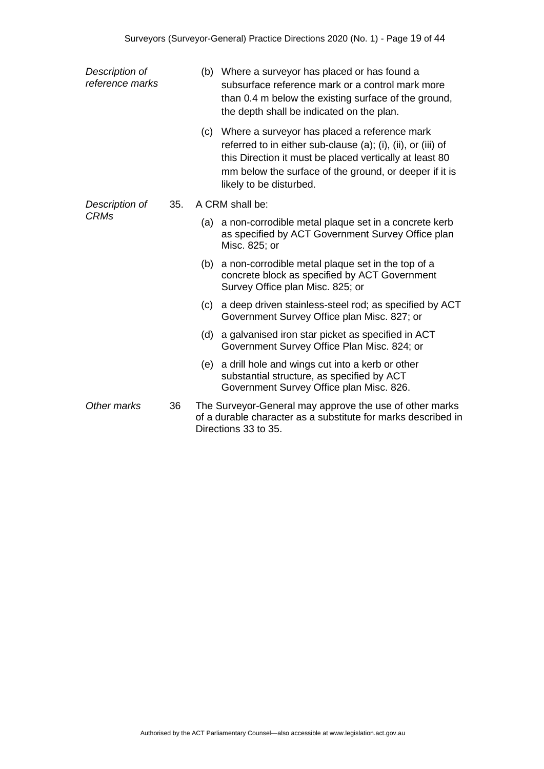*Description of reference marks*

(b) Where a surveyor has placed or has found a subsurface reference mark or a control mark more than 0.4 m below the existing surface of the ground, the depth shall be indicated on the plan.

(c) Where a surveyor has placed a reference mark referred to in either sub-clause (a); (i), (ii), or (iii) of this Direction it must be placed vertically at least 80 mm below the surface of the ground, or deeper if it is likely to be disturbed.

*Description of CRMs*

35. A CRM shall be:

(a) a non-corrodible metal plaque set in a concrete kerb as specified by ACT Government Survey Office plan Misc. 825; or

(b) a non-corrodible metal plaque set in the top of a concrete block as specified by ACT Government Survey Office plan Misc. 825; or

(c) a deep driven stainless-steel rod; as specified by ACT Government Survey Office plan Misc. 827; or

(d) a galvanised iron star picket as specified in ACT Government Survey Office Plan Misc. 824; or

(e) a drill hole and wings cut into a kerb or other substantial structure, as specified by ACT Government Survey Office plan Misc. 826.

*Other marks*

36 The Surveyor-General may approve the use of other marks of a durable character as a substitute for marks described in Directions 33 to 35.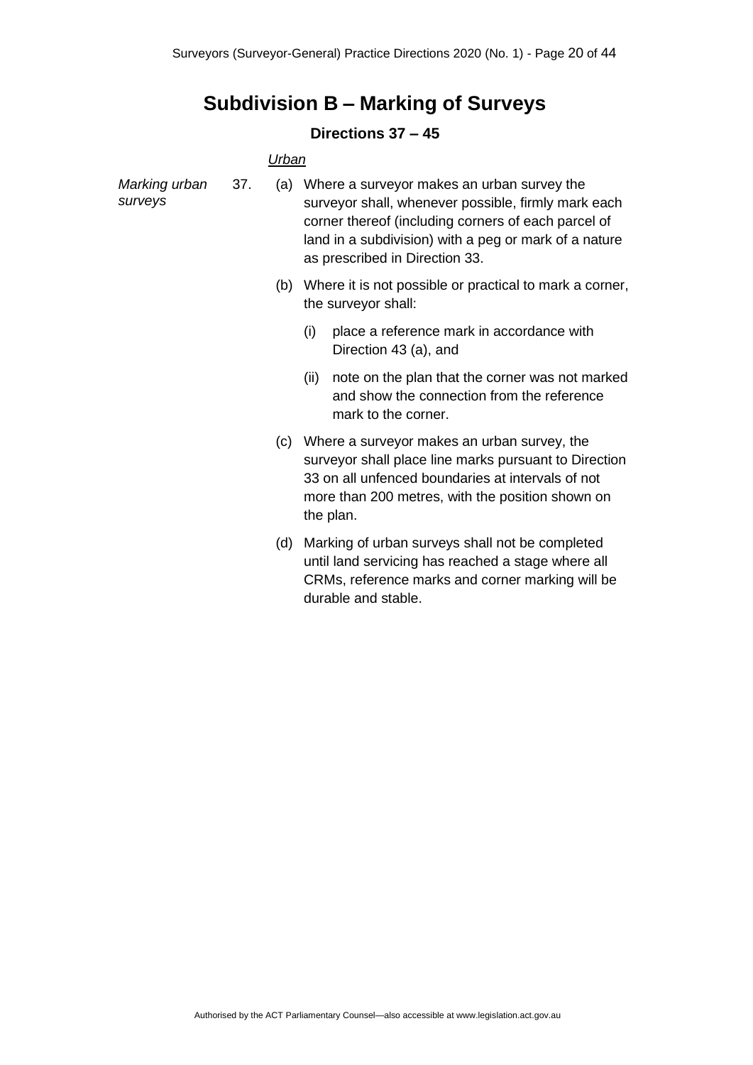# Subdivision B – Marking of Surveys

**Directions 37 – 45**

*Urban*

*Marking urban surveys*

37. (a) Where a surveyor makes an urban survey the surveyor shall, whenever possible, firmly mark each corner thereof (including corners of each parcel of land in a subdivision) with a peg or mark of a nature as prescribed in Direction 33.

(b) Where it is not possible or practical to mark a corner, the surveyor shall:

(i) place a reference mark in accordance with Direction 43 (a), and

(ii) note on the plan that the corner was not marked and show the connection from the reference mark to the corner.

(c) Where a surveyor makes an urban survey, the surveyor shall place line marks pursuant to Direction 33 on all unfenced boundaries at intervals of not more than 200 metres, with the position shown on the plan.

(d) Marking of urban surveys shall not be completed until land servicing has reached a stage where all CRMs, reference marks and corner marking will be durable and stable.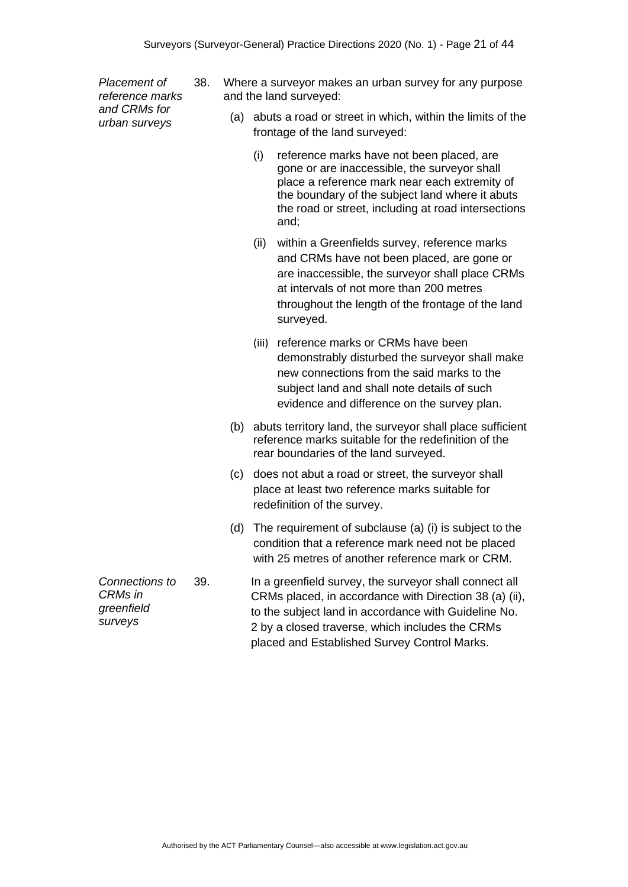*Placement of reference marks and CRMs for urban surveys*

38. Where a surveyor makes an urban survey for any purpose and the land surveyed:

   (a) abuts a road or street in which, within the limits of the frontage of the land surveyed:

      (i) reference marks have not been placed, are gone or are inaccessible, the surveyor shall place a reference mark near each extremity of the boundary of the subject land where it abuts the road or street, including at road intersections and;

      (ii) within a Greenfields survey, reference marks and CRMs have not been placed, are gone or are inaccessible, the surveyor shall place CRMs at intervals of not more than 200 metres throughout the length of the frontage of the land surveyed.

      (iii) reference marks or CRMs have been demonstrably disturbed the surveyor shall make new connections from the said marks to the subject land and shall note details of such evidence and difference on the survey plan.

   (b) abuts territory land, the surveyor shall place sufficient reference marks suitable for the redefinition of the rear boundaries of the land surveyed.

   (c) does not abut a road or street, the surveyor shall place at least two reference marks suitable for redefinition of the survey.

   (d) The requirement of subclause (a) (i) is subject to the condition that a reference mark need not be placed with 25 metres of another reference mark or CRM.

*Connections to CRMs in greenfield surveys*

39. In a greenfield survey, the surveyor shall connect all CRMs placed, in accordance with Direction 38 (a) (ii), to the subject land in accordance with Guideline No. 2 by a closed traverse, which includes the CRMs placed and Established Survey Control Marks.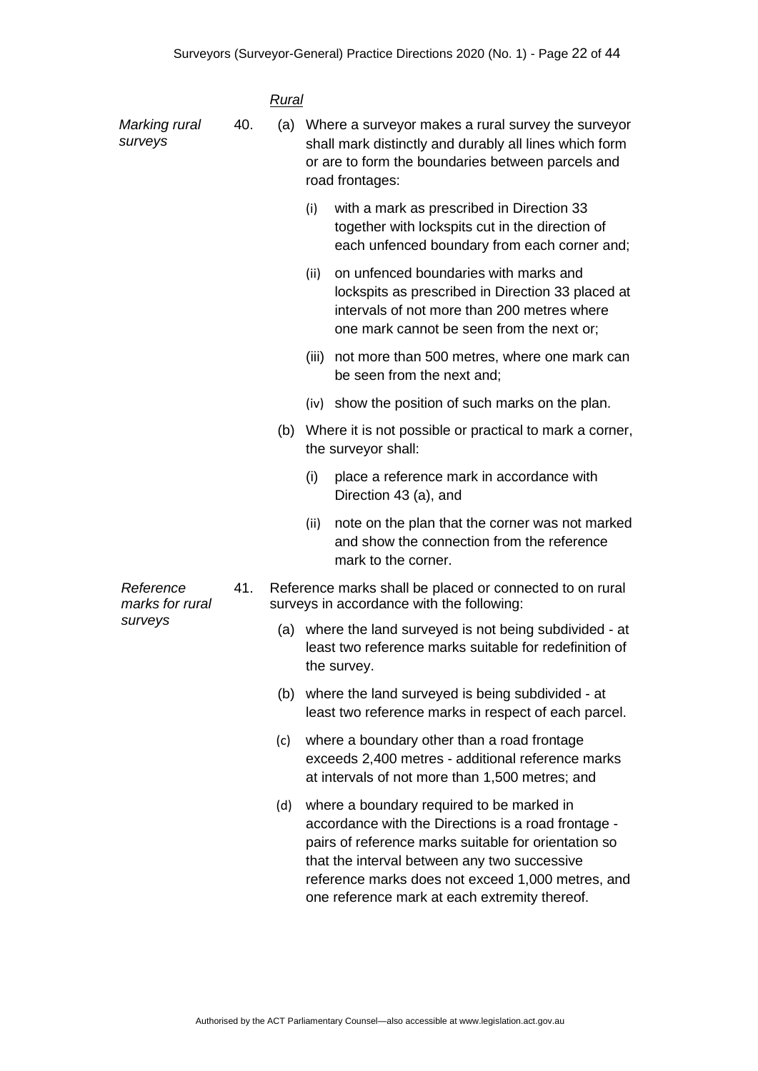*Rural*

*Marking rural surveys*

40. (a) Where a surveyor makes a rural survey the surveyor shall mark distinctly and durably all lines which form or are to form the boundaries between parcels and road frontages:

    (i) with a mark as prescribed in Direction 33 together with lockspits cut in the direction of each unfenced boundary from each corner and;

    (ii) on unfenced boundaries with marks and lockspits as prescribed in Direction 33 placed at intervals of not more than 200 metres where one mark cannot be seen from the next or;

    (iii) not more than 500 metres, where one mark can be seen from the next and;

    (iv) show the position of such marks on the plan.

    (b) Where it is not possible or practical to mark a corner, the surveyor shall:

    (i) place a reference mark in accordance with Direction 43 (a), and

    (ii) note on the plan that the corner was not marked and show the connection from the reference mark to the corner.

*Reference marks for rural surveys*

41. Reference marks shall be placed or connected to on rural surveys in accordance with the following:

    (a) where the land surveyed is not being subdivided - at least two reference marks suitable for redefinition of the survey.

    (b) where the land surveyed is being subdivided - at least two reference marks in respect of each parcel.

    (c) where a boundary other than a road frontage exceeds 2,400 metres - additional reference marks at intervals of not more than 1,500 metres; and

    (d) where a boundary required to be marked in accordance with the Directions is a road frontage - pairs of reference marks suitable for orientation so that the interval between any two successive reference marks does not exceed 1,000 metres, and one reference mark at each extremity thereof.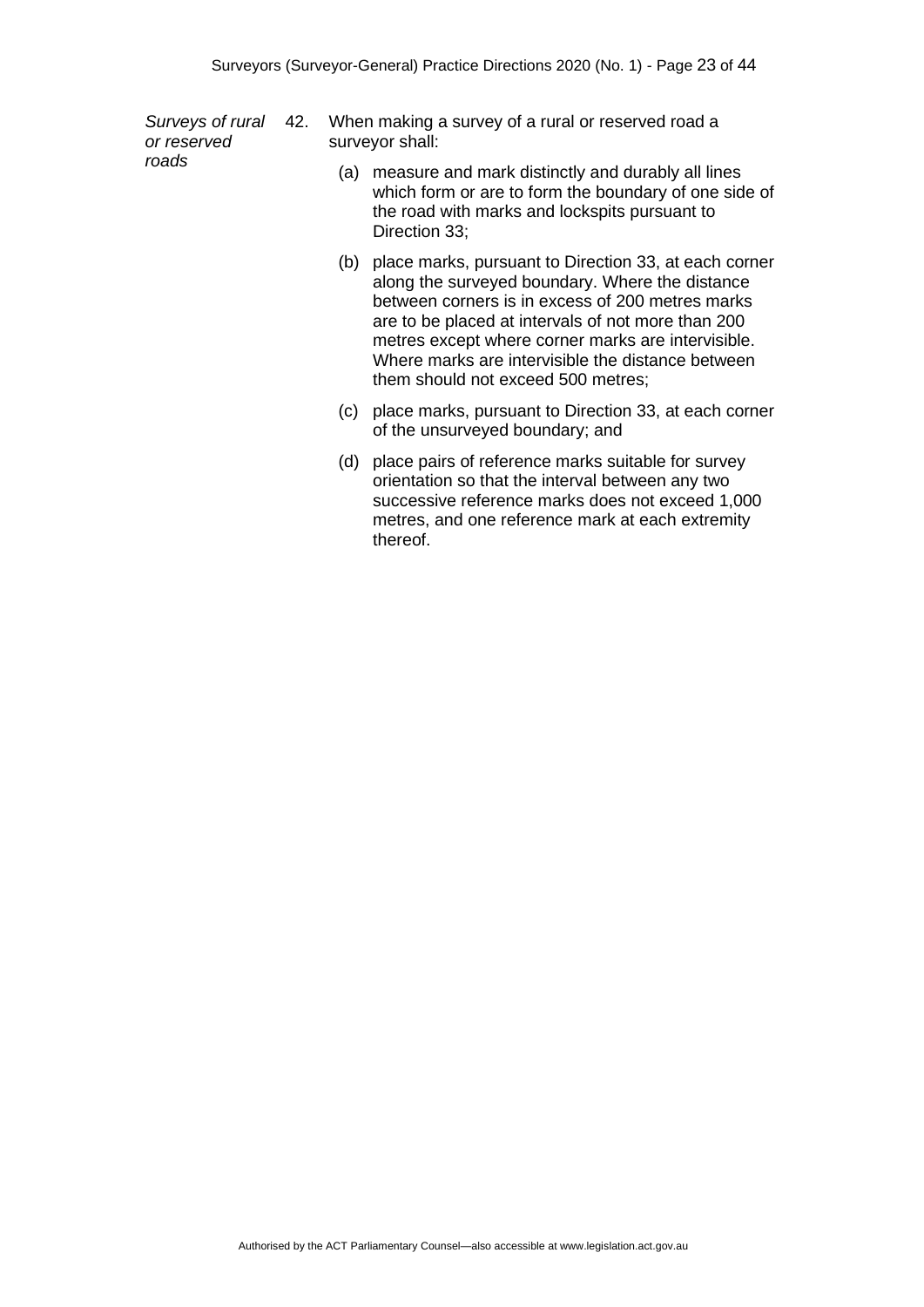*Surveys of rural or reserved roads*

42. When making a survey of a rural or reserved road a surveyor shall:

    (a) measure and mark distinctly and durably all lines which form or are to form the boundary of one side of the road with marks and lockspits pursuant to Direction 33;

    (b) place marks, pursuant to Direction 33, at each corner along the surveyed boundary. Where the distance between corners is in excess of 200 metres marks are to be placed at intervals of not more than 200 metres except where corner marks are intervisible. Where marks are intervisible the distance between them should not exceed 500 metres;

    (c) place marks, pursuant to Direction 33, at each corner of the unsurveyed boundary; and

    (d) place pairs of reference marks suitable for survey orientation so that the interval between any two successive reference marks does not exceed 1,000 metres, and one reference mark at each extremity thereof.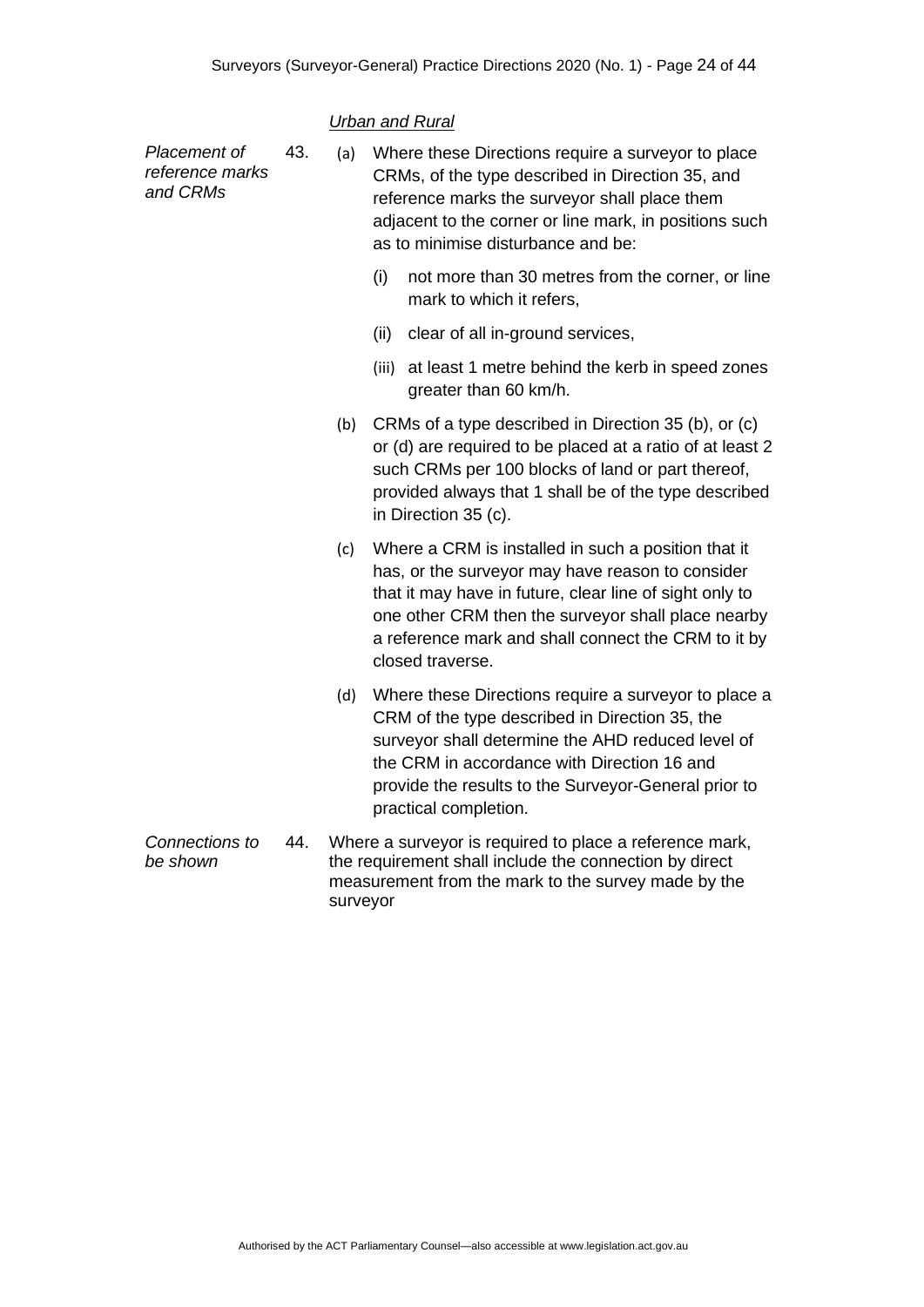*Urban and Rural*

*Placement of reference marks and CRMs*

43. (a) Where these Directions require a surveyor to place CRMs, of the type described in Direction 35, and reference marks the surveyor shall place them adjacent to the corner or line mark, in positions such as to minimise disturbance and be:

    (i) not more than 30 metres from the corner, or line mark to which it refers,

    (ii) clear of all in-ground services,

    (iii) at least 1 metre behind the kerb in speed zones greater than 60 km/h.

    (b) CRMs of a type described in Direction 35 (b), or (c) or (d) are required to be placed at a ratio of at least 2 such CRMs per 100 blocks of land or part thereof, provided always that 1 shall be of the type described in Direction 35 (c).

    (c) Where a CRM is installed in such a position that it has, or the surveyor may have reason to consider that it may have in future, clear line of sight only to one other CRM then the surveyor shall place nearby a reference mark and shall connect the CRM to it by closed traverse.

    (d) Where these Directions require a surveyor to place a CRM of the type described in Direction 35, the surveyor shall determine the AHD reduced level of the CRM in accordance with Direction 16 and provide the results to the Surveyor-General prior to practical completion.

*Connections to be shown*

44. Where a surveyor is required to place a reference mark, the requirement shall include the connection by direct measurement from the mark to the survey made by the surveyor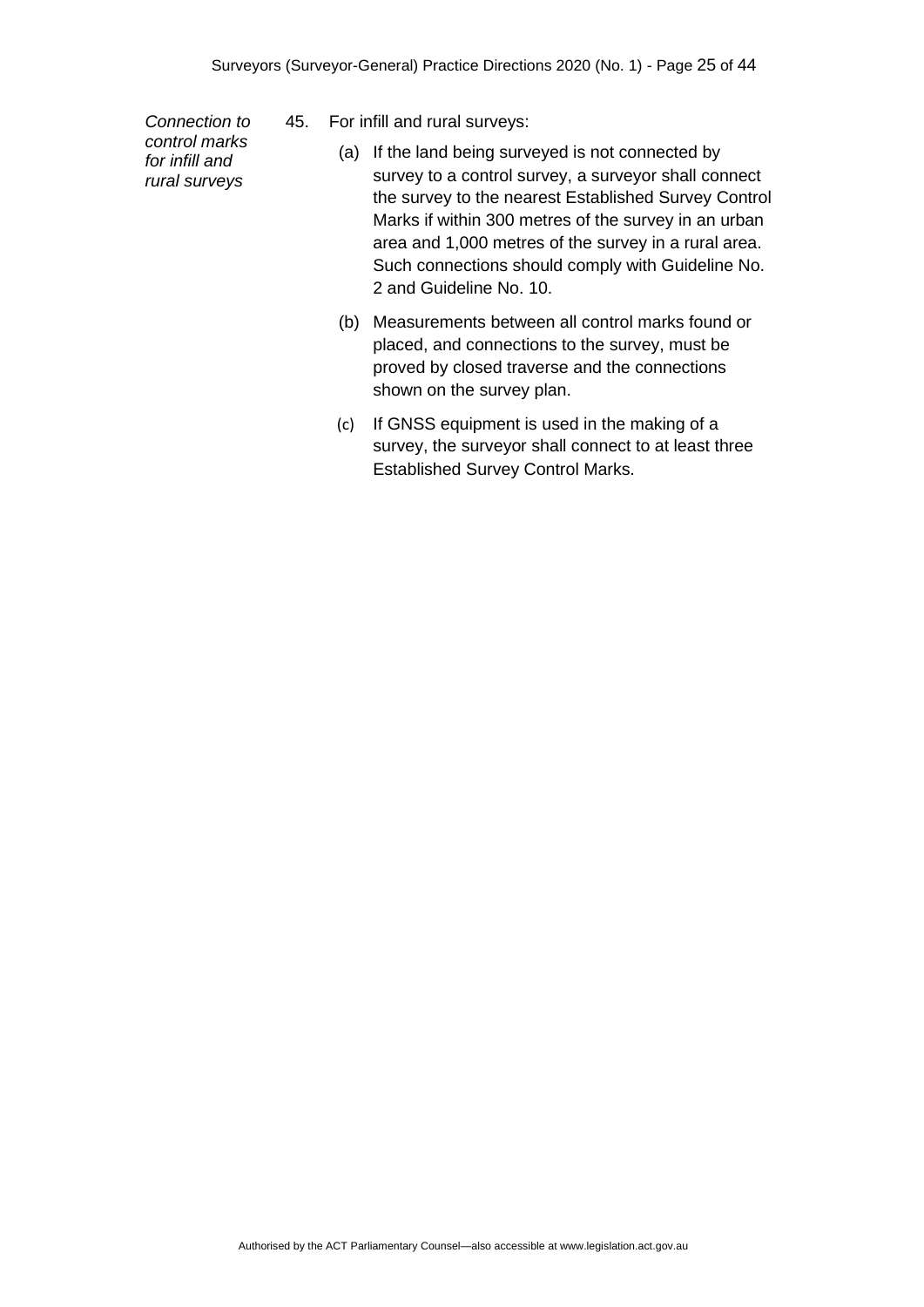*Connection to control marks for infill and rural surveys*

45. For infill and rural surveys:

   (a) If the land being surveyed is not connected by survey to a control survey, a surveyor shall connect the survey to the nearest Established Survey Control Marks if within 300 metres of the survey in an urban area and 1,000 metres of the survey in a rural area. Such connections should comply with Guideline No. 2 and Guideline No. 10.

   (b) Measurements between all control marks found or placed, and connections to the survey, must be proved by closed traverse and the connections shown on the survey plan.

   (c) If GNSS equipment is used in the making of a survey, the surveyor shall connect to at least three Established Survey Control Marks.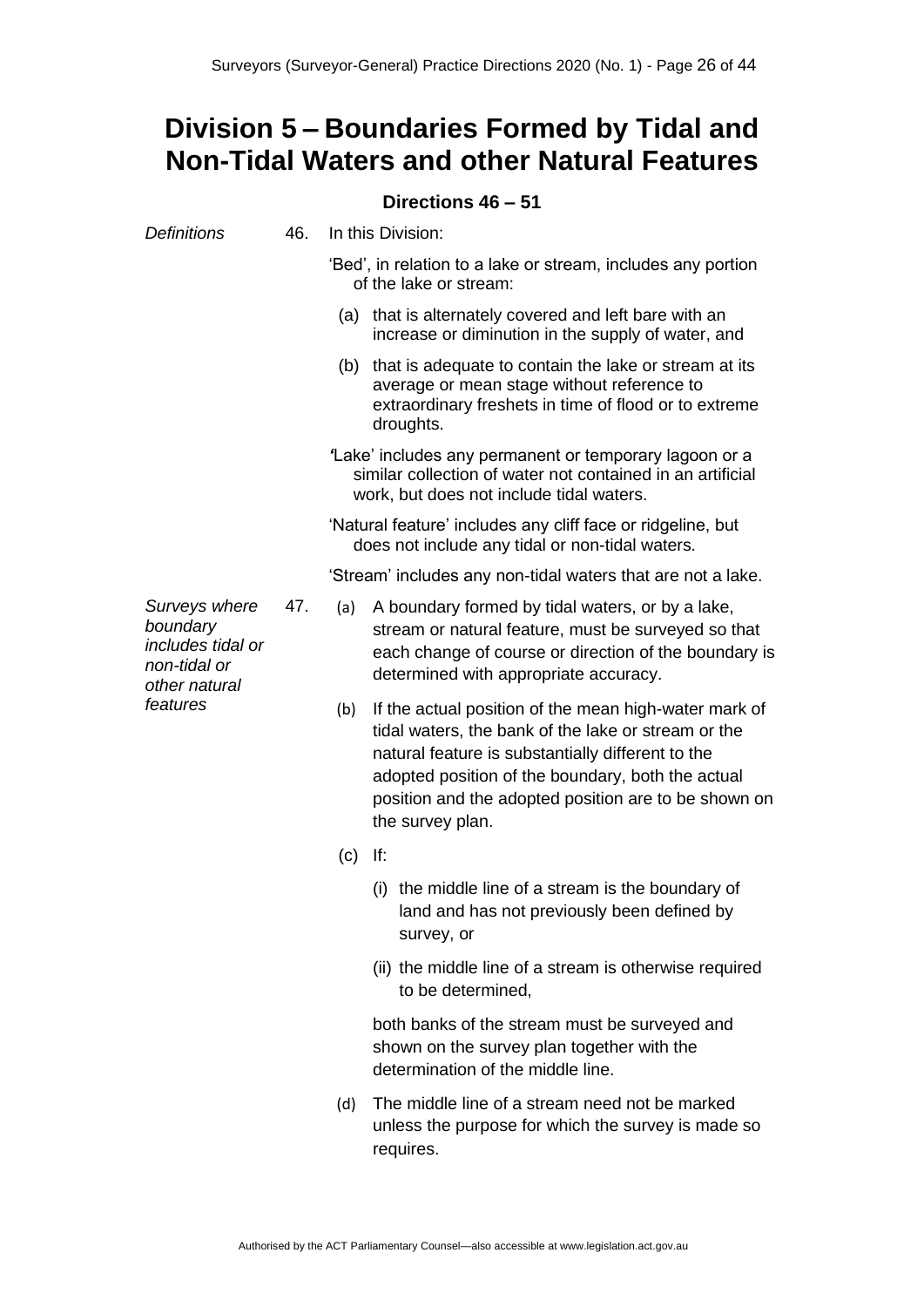# Division 5 – Boundaries Formed by Tidal and Non-Tidal Waters and other Natural Features

**Directions 46 – 51**

*Definitions*

46. In this Division:

'Bed', in relation to a lake or stream, includes any portion of the lake or stream:

(a) that is alternately covered and left bare with an increase or diminution in the supply of water, and

(b) that is adequate to contain the lake or stream at its average or mean stage without reference to extraordinary freshets in time of flood or to extreme droughts.

'Lake' includes any permanent or temporary lagoon or a similar collection of water not contained in an artificial work, but does not include tidal waters.

'Natural feature' includes any cliff face or ridgeline, but does not include any tidal or non-tidal waters.

'Stream' includes any non-tidal waters that are not a lake.

*Surveys where boundary includes tidal or non-tidal or other natural features*

47. (a) A boundary formed by tidal waters, or by a lake, stream or natural feature, must be surveyed so that each change of course or direction of the boundary is determined with appropriate accuracy.

(b) If the actual position of the mean high-water mark of tidal waters, the bank of the lake or stream or the natural feature is substantially different to the adopted position of the boundary, both the actual position and the adopted position are to be shown on the survey plan.

(c) If:

(i) the middle line of a stream is the boundary of land and has not previously been defined by survey, or

(ii) the middle line of a stream is otherwise required to be determined,

both banks of the stream must be surveyed and shown on the survey plan together with the determination of the middle line.

(d) The middle line of a stream need not be marked unless the purpose for which the survey is made so requires.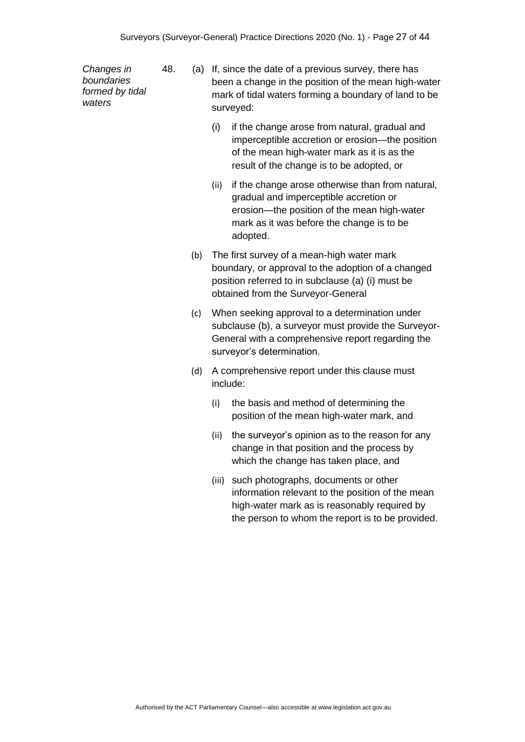*Changes in boundaries formed by tidal waters*

48. (a) If, since the date of a previous survey, there has been a change in the position of the mean high-water mark of tidal waters forming a boundary of land to be surveyed:

   (i) if the change arose from natural, gradual and imperceptible accretion or erosion—the position of the mean high-water mark as it is as the result of the change is to be adopted, or

   (ii) if the change arose otherwise than from natural, gradual and imperceptible accretion or erosion—the position of the mean high-water mark as it was before the change is to be adopted.

(b) The first survey of a mean-high water mark boundary, or approval to the adoption of a changed position referred to in subclause (a) (i) must be obtained from the Surveyor-General

(c) When seeking approval to a determination under subclause (b), a surveyor must provide the Surveyor-General with a comprehensive report regarding the surveyor's determination.

(d) A comprehensive report under this clause must include:

   (i) the basis and method of determining the position of the mean high-water mark, and

   (ii) the surveyor's opinion as to the reason for any change in that position and the process by which the change has taken place, and

   (iii) such photographs, documents or other information relevant to the position of the mean high-water mark as is reasonably required by the person to whom the report is to be provided.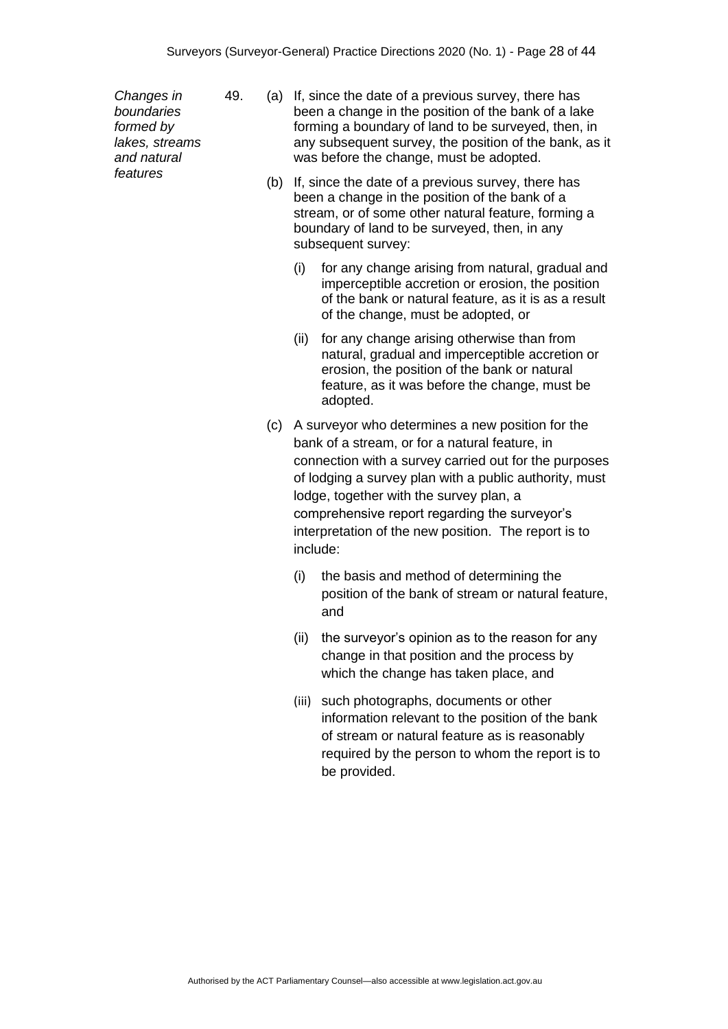*Changes in boundaries formed by lakes, streams and natural features*

49. (a) If, since the date of a previous survey, there has been a change in the position of the bank of a lake forming a boundary of land to be surveyed, then, in any subsequent survey, the position of the bank, as it was before the change, must be adopted.

(b) If, since the date of a previous survey, there has been a change in the position of the bank of a stream, or of some other natural feature, forming a boundary of land to be surveyed, then, in any subsequent survey:

(i) for any change arising from natural, gradual and imperceptible accretion or erosion, the position of the bank or natural feature, as it is as a result of the change, must be adopted, or

(ii) for any change arising otherwise than from natural, gradual and imperceptible accretion or erosion, the position of the bank or natural feature, as it was before the change, must be adopted.

(c) A surveyor who determines a new position for the bank of a stream, or for a natural feature, in connection with a survey carried out for the purposes of lodging a survey plan with a public authority, must lodge, together with the survey plan, a comprehensive report regarding the surveyor's interpretation of the new position. The report is to include:

(i) the basis and method of determining the position of the bank of stream or natural feature, and

(ii) the surveyor's opinion as to the reason for any change in that position and the process by which the change has taken place, and

(iii) such photographs, documents or other information relevant to the position of the bank of stream or natural feature as is reasonably required by the person to whom the report is to be provided.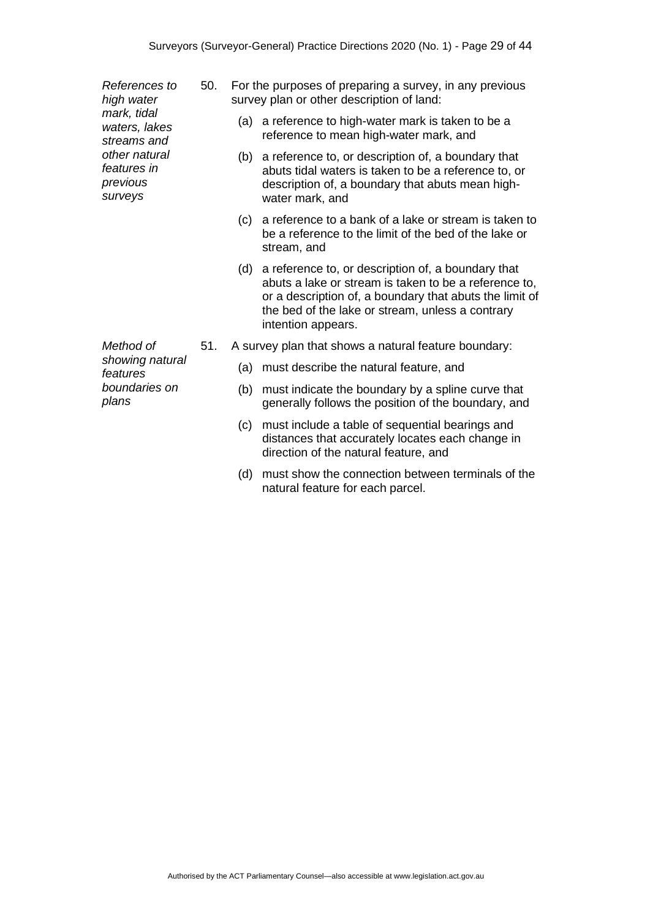*References to high water mark, tidal waters, lakes streams and other natural features in previous surveys*

50. For the purposes of preparing a survey, in any previous survey plan or other description of land:

    (a) a reference to high-water mark is taken to be a reference to mean high-water mark, and

    (b) a reference to, or description of, a boundary that abuts tidal waters is taken to be a reference to, or description of, a boundary that abuts mean high-water mark, and

    (c) a reference to a bank of a lake or stream is taken to be a reference to the limit of the bed of the lake or stream, and

    (d) a reference to, or description of, a boundary that abuts a lake or stream is taken to be a reference to, or a description of, a boundary that abuts the limit of the bed of the lake or stream, unless a contrary intention appears.

*Method of showing natural features boundaries on plans*

51. A survey plan that shows a natural feature boundary:

    (a) must describe the natural feature, and

    (b) must indicate the boundary by a spline curve that generally follows the position of the boundary, and

    (c) must include a table of sequential bearings and distances that accurately locates each change in direction of the natural feature, and

    (d) must show the connection between terminals of the natural feature for each parcel.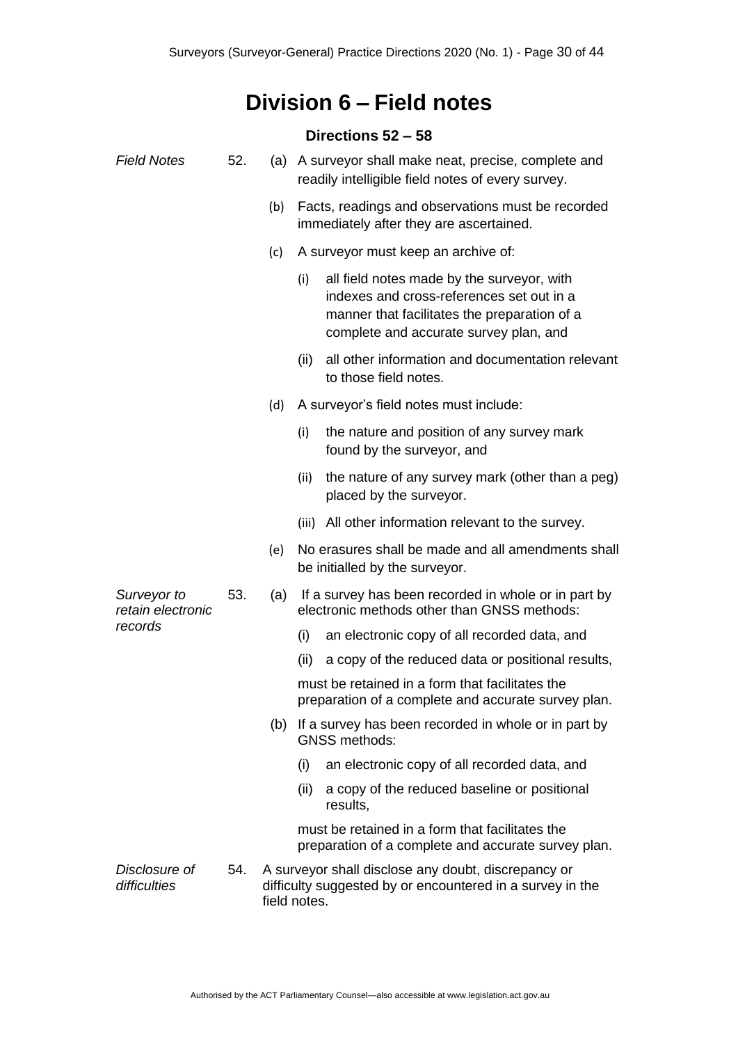# Division 6 – Field notes

### Directions 52 – 58

*Field Notes*

52. (a) A surveyor shall make neat, precise, complete and readily intelligible field notes of every survey.

    (b) Facts, readings and observations must be recorded immediately after they are ascertained.

    (c) A surveyor must keep an archive of:

    (i) all field notes made by the surveyor, with indexes and cross-references set out in a manner that facilitates the preparation of a complete and accurate survey plan, and

    (ii) all other information and documentation relevant to those field notes.

    (d) A surveyor's field notes must include:

    (i) the nature and position of any survey mark found by the surveyor, and

    (ii) the nature of any survey mark (other than a peg) placed by the surveyor.

    (iii) All other information relevant to the survey.

    (e) No erasures shall be made and all amendments shall be initialled by the surveyor.

*Surveyor to retain electronic records*

53. (a) If a survey has been recorded in whole or in part by electronic methods other than GNSS methods:

    (i) an electronic copy of all recorded data, and

    (ii) a copy of the reduced data or positional results,

    must be retained in a form that facilitates the preparation of a complete and accurate survey plan.

    (b) If a survey has been recorded in whole or in part by GNSS methods:

    (i) an electronic copy of all recorded data, and

    (ii) a copy of the reduced baseline or positional results,

    must be retained in a form that facilitates the preparation of a complete and accurate survey plan.

*Disclosure of difficulties*

54. A surveyor shall disclose any doubt, discrepancy or difficulty suggested by or encountered in a survey in the field notes.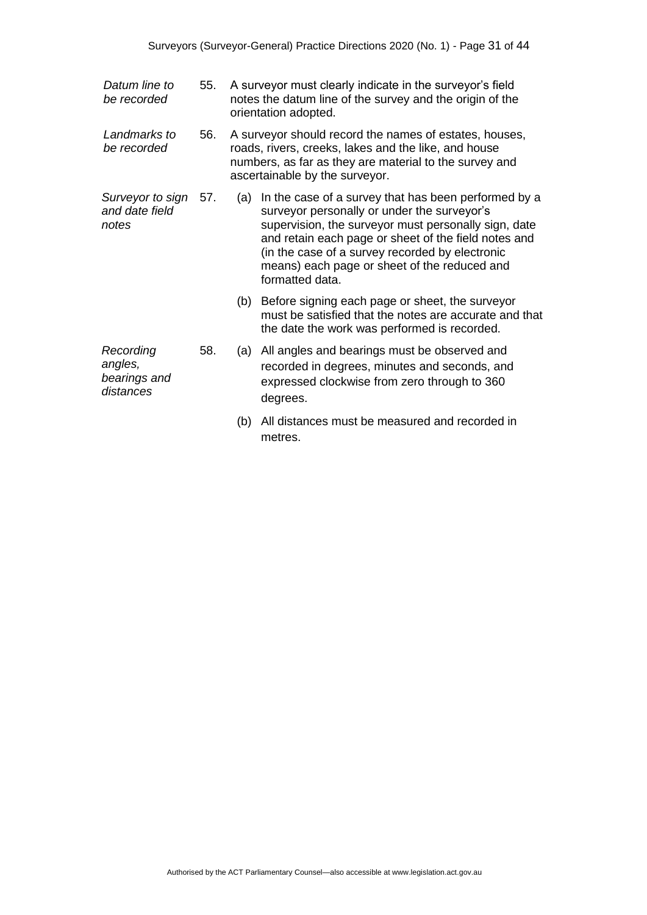*Datum line to be recorded*

55. A surveyor must clearly indicate in the surveyor's field notes the datum line of the survey and the origin of the orientation adopted.

*Landmarks to be recorded*

56. A surveyor should record the names of estates, houses, roads, rivers, creeks, lakes and the like, and house numbers, as far as they are material to the survey and ascertainable by the surveyor.

*Surveyor to sign and date field notes*

57. (a) In the case of a survey that has been performed by a surveyor personally or under the surveyor's supervision, the surveyor must personally sign, date and retain each page or sheet of the field notes and (in the case of a survey recorded by electronic means) each page or sheet of the reduced and formatted data.

(b) Before signing each page or sheet, the surveyor must be satisfied that the notes are accurate and that the date the work was performed is recorded.

*Recording angles, bearings and distances*

58. (a) All angles and bearings must be observed and recorded in degrees, minutes and seconds, and expressed clockwise from zero through to 360 degrees.

(b) All distances must be measured and recorded in metres.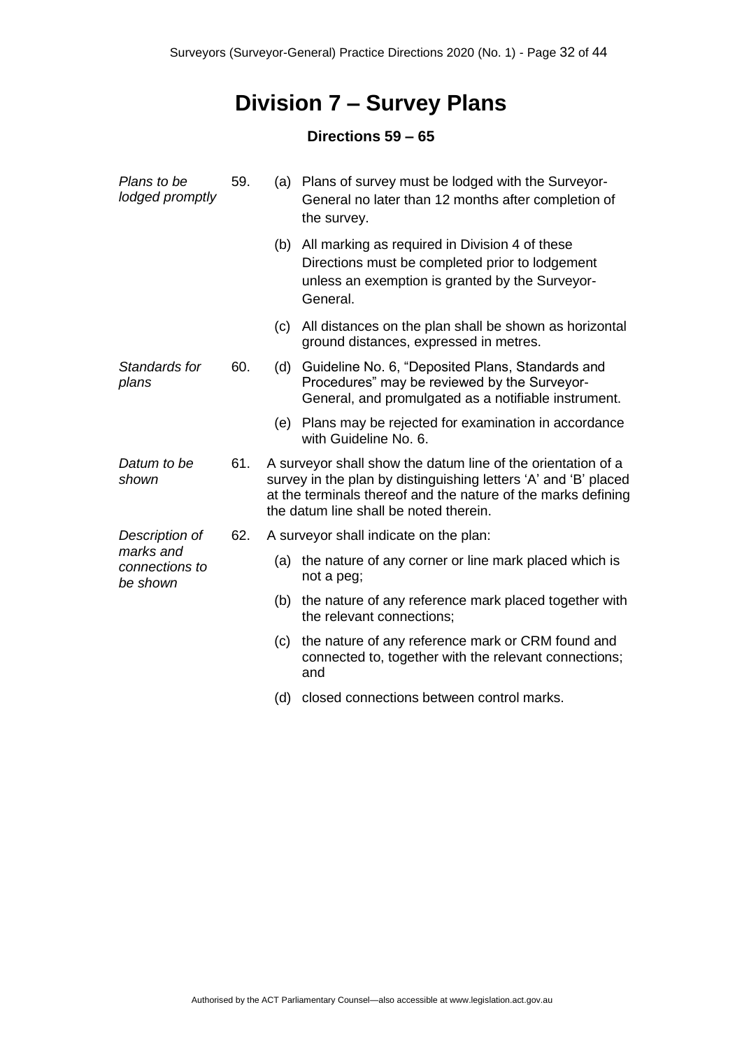# Division 7 – Survey Plans

### Directions 59 – 65

*Plans to be lodged promptly*

59. (a) Plans of survey must be lodged with the Surveyor-General no later than 12 months after completion of the survey.

    (b) All marking as required in Division 4 of these Directions must be completed prior to lodgement unless an exemption is granted by the Surveyor-General.

    (c) All distances on the plan shall be shown as horizontal ground distances, expressed in metres.

*Standards for plans*

60. (d) Guideline No. 6, "Deposited Plans, Standards and Procedures" may be reviewed by the Surveyor-General, and promulgated as a notifiable instrument.

    (e) Plans may be rejected for examination in accordance with Guideline No. 6.

*Datum to be shown*

61. A surveyor shall show the datum line of the orientation of a survey in the plan by distinguishing letters 'A' and 'B' placed at the terminals thereof and the nature of the marks defining the datum line shall be noted therein.

*Description of marks and connections to be shown*

62. A surveyor shall indicate on the plan:

    (a) the nature of any corner or line mark placed which is not a peg;

    (b) the nature of any reference mark placed together with the relevant connections;

    (c) the nature of any reference mark or CRM found and connected to, together with the relevant connections; and

    (d) closed connections between control marks.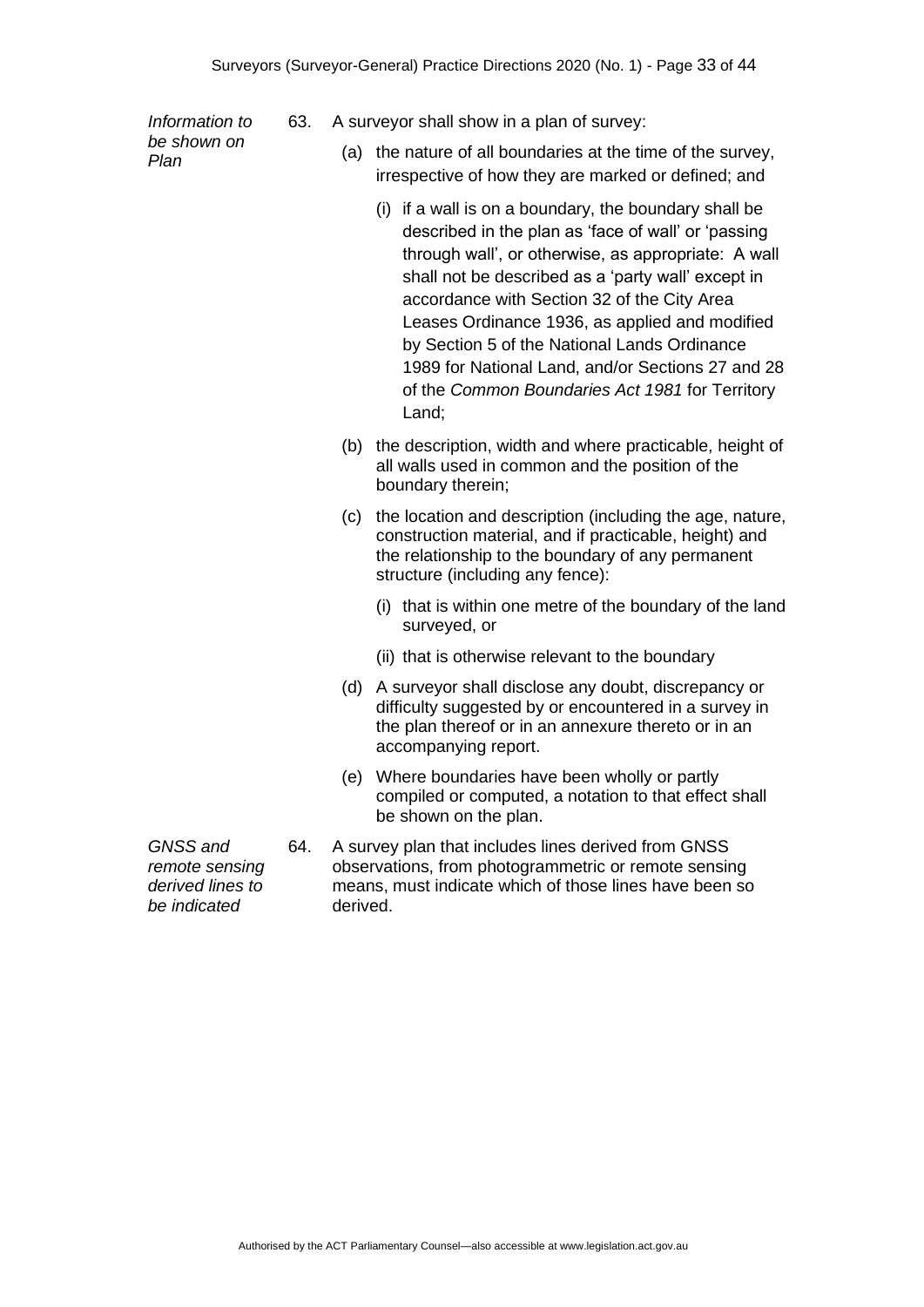*Information to be shown on Plan*

63. A surveyor shall show in a plan of survey:

    (a) the nature of all boundaries at the time of the survey, irrespective of how they are marked or defined; and

        (i) if a wall is on a boundary, the boundary shall be described in the plan as 'face of wall' or 'passing through wall', or otherwise, as appropriate: A wall shall not be described as a 'party wall' except in accordance with Section 32 of the City Area Leases Ordinance 1936, as applied and modified by Section 5 of the National Lands Ordinance 1989 for National Land, and/or Sections 27 and 28 of the *Common Boundaries Act 1981* for Territory Land;

    (b) the description, width and where practicable, height of all walls used in common and the position of the boundary therein;

    (c) the location and description (including the age, nature, construction material, and if practicable, height) and the relationship to the boundary of any permanent structure (including any fence):

        (i) that is within one metre of the boundary of the land surveyed, or

        (ii) that is otherwise relevant to the boundary

    (d) A surveyor shall disclose any doubt, discrepancy or difficulty suggested by or encountered in a survey in the plan thereof or in an annexure thereto or in an accompanying report.

    (e) Where boundaries have been wholly or partly compiled or computed, a notation to that effect shall be shown on the plan.

*GNSS and remote sensing derived lines to be indicated*

64. A survey plan that includes lines derived from GNSS observations, from photogrammetric or remote sensing means, must indicate which of those lines have been so derived.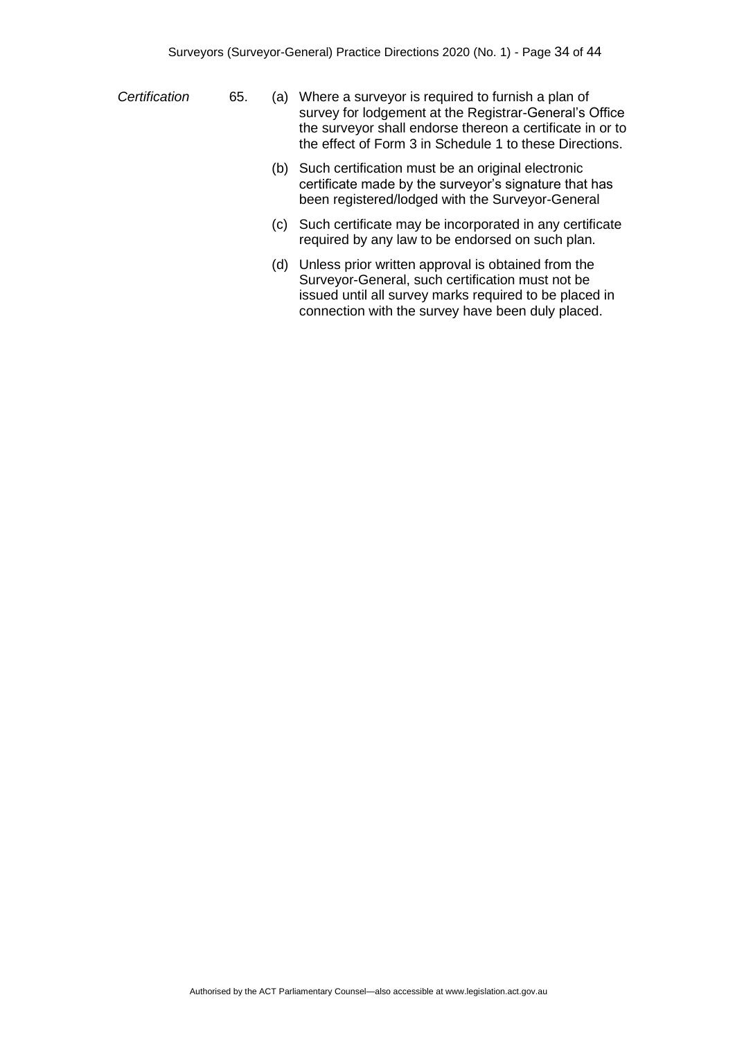*Certification*

65. (a) Where a surveyor is required to furnish a plan of survey for lodgement at the Registrar-General's Office the surveyor shall endorse thereon a certificate in or to the effect of Form 3 in Schedule 1 to these Directions.

(b) Such certification must be an original electronic certificate made by the surveyor's signature that has been registered/lodged with the Surveyor-General

(c) Such certificate may be incorporated in any certificate required by any law to be endorsed on such plan.

(d) Unless prior written approval is obtained from the Surveyor-General, such certification must not be issued until all survey marks required to be placed in connection with the survey have been duly placed.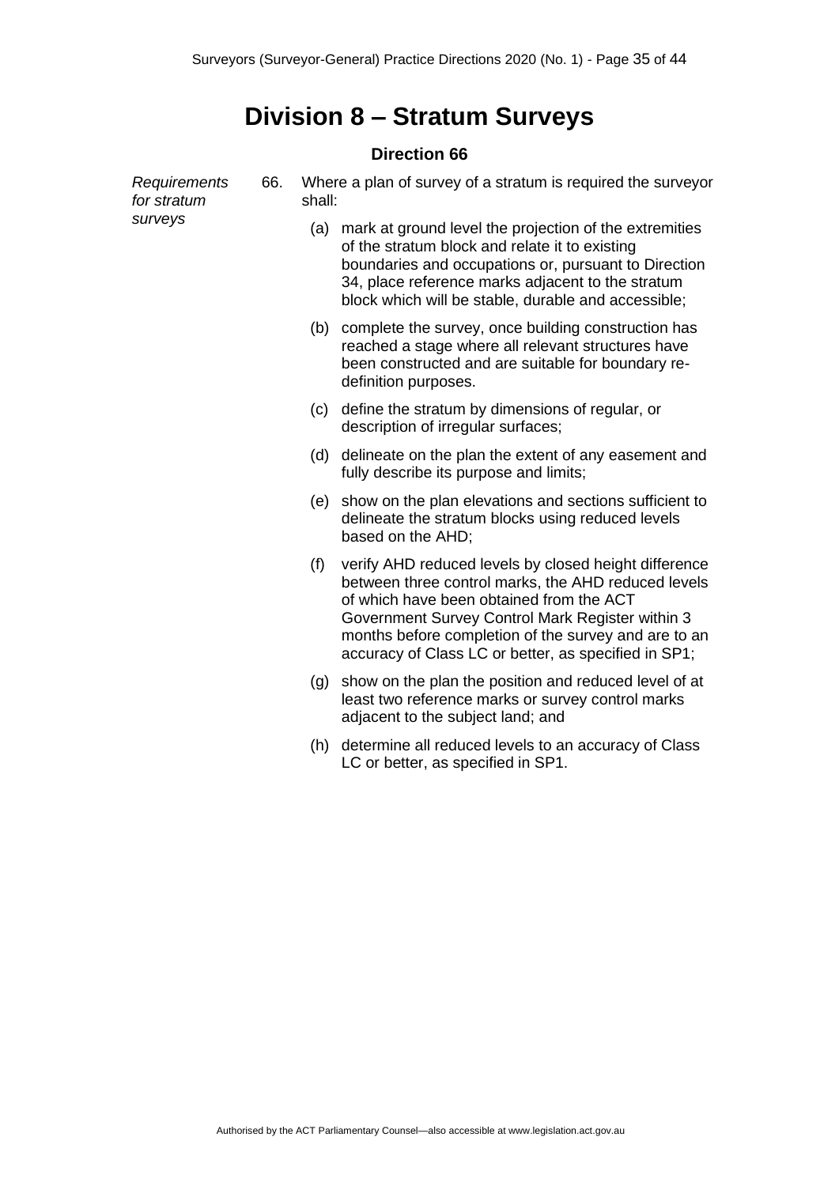# Division 8 – Stratum Surveys

### Direction 66

*Requirements for stratum surveys*

66. Where a plan of survey of a stratum is required the surveyor shall:

   (a) mark at ground level the projection of the extremities of the stratum block and relate it to existing boundaries and occupations or, pursuant to Direction 34, place reference marks adjacent to the stratum block which will be stable, durable and accessible;

   (b) complete the survey, once building construction has reached a stage where all relevant structures have been constructed and are suitable for boundary re-definition purposes.

   (c) define the stratum by dimensions of regular, or description of irregular surfaces;

   (d) delineate on the plan the extent of any easement and fully describe its purpose and limits;

   (e) show on the plan elevations and sections sufficient to delineate the stratum blocks using reduced levels based on the AHD;

   (f) verify AHD reduced levels by closed height difference between three control marks, the AHD reduced levels of which have been obtained from the ACT Government Survey Control Mark Register within 3 months before completion of the survey and are to an accuracy of Class LC or better, as specified in SP1;

   (g) show on the plan the position and reduced level of at least two reference marks or survey control marks adjacent to the subject land; and

   (h) determine all reduced levels to an accuracy of Class LC or better, as specified in SP1.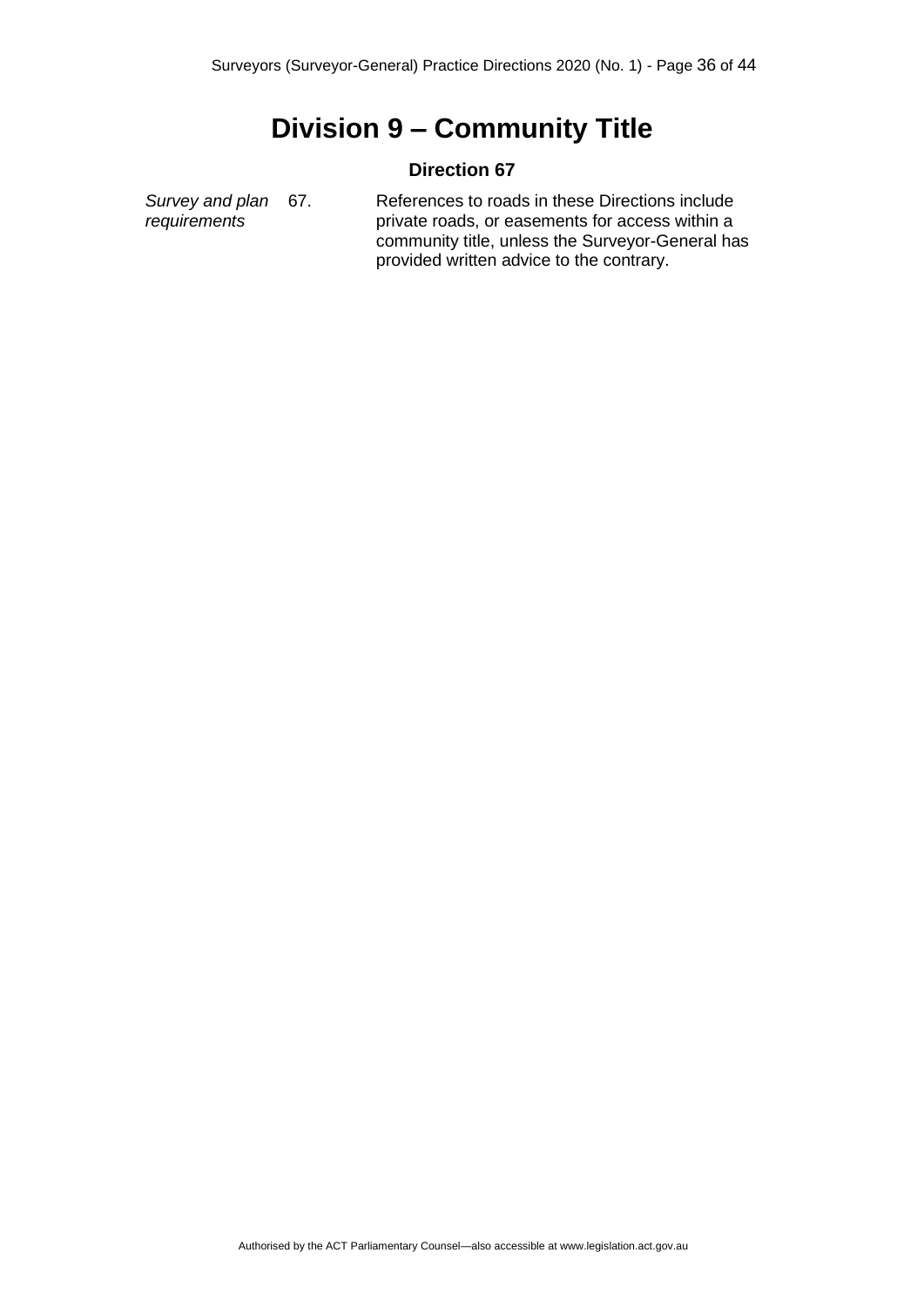# Division 9 – Community Title

### Direction 67

*Survey and plan requirements*

67. References to roads in these Directions include private roads, or easements for access within a community title, unless the Surveyor-General has provided written advice to the contrary.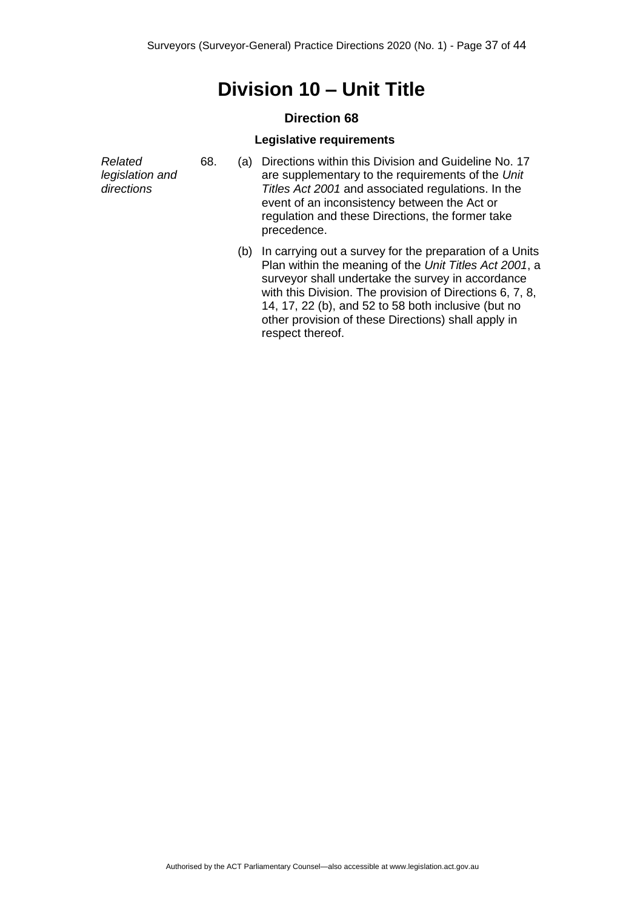# Division 10 – Unit Title

### Direction 68

#### Legislative requirements

*Related legislation and directions*

68. (a) Directions within this Division and Guideline No. 17 are supplementary to the requirements of the *Unit Titles Act 2001* and associated regulations. In the event of an inconsistency between the Act or regulation and these Directions, the former take precedence.

(b) In carrying out a survey for the preparation of a Units Plan within the meaning of the *Unit Titles Act 2001*, a surveyor shall undertake the survey in accordance with this Division. The provision of Directions 6, 7, 8, 14, 17, 22 (b), and 52 to 58 both inclusive (but no other provision of these Directions) shall apply in respect thereof.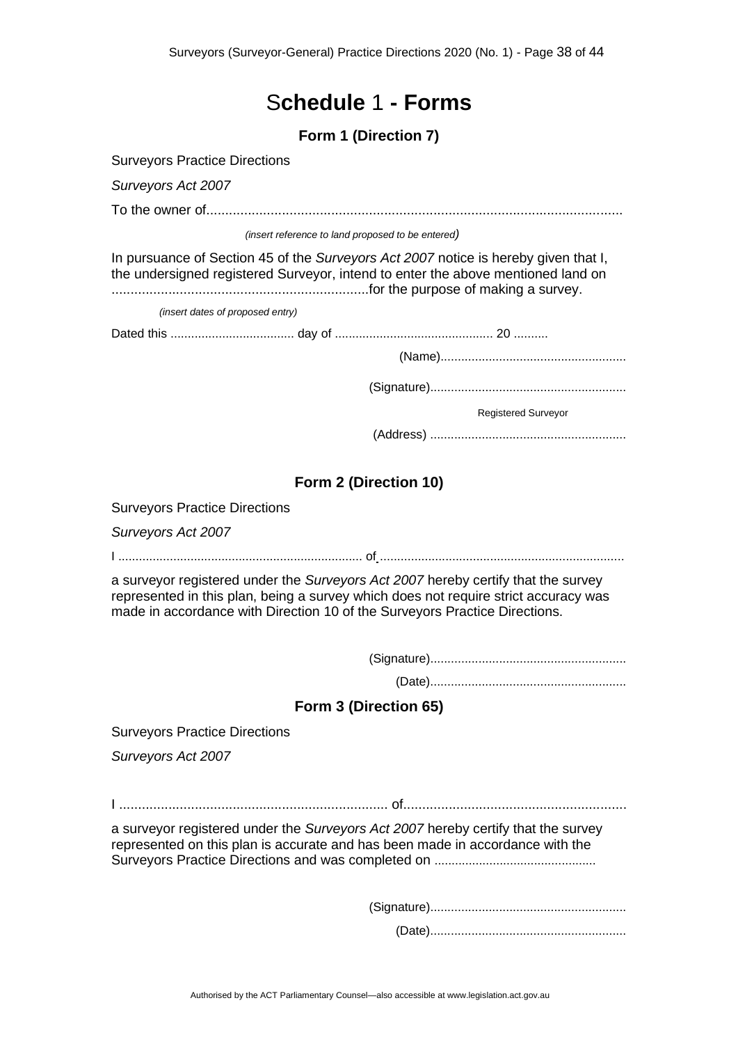# S**chedule** 1 **- Forms**

### Form 1 (Direction 7)

Surveyors Practice Directions

*Surveyors Act 2007*

To the owner of...............................................................................................................

*(insert reference to land proposed to be entered)*

In pursuance of Section 45 of the *Surveyors Act 2007* notice is hereby given that I, the undersigned registered Surveyor, intend to enter the above mentioned land on ....................................................................for the purpose of making a survey.

*(insert dates of proposed entry)*

Dated this .................................... day of ............................................. 20 ..........

(Name)......................................................

(Signature).........................................................

Registered Surveyor

(Address) .........................................................

### Form 2 (Direction 10)

Surveyors Practice Directions

*Surveyors Act 2007*

I ...................................................................... of ......................................................................

a surveyor registered under the *Surveyors Act 2007* hereby certify that the survey represented in this plan, being a survey which does not require strict accuracy was made in accordance with Direction 10 of the Surveyors Practice Directions.

(Signature).........................................................

(Date).........................................................

### Form 3 (Direction 65)

Surveyors Practice Directions

*Surveyors Act 2007*

I ........................................................................ of............................................................

a surveyor registered under the *Surveyors Act 2007* hereby certify that the survey represented on this plan is accurate and has been made in accordance with the Surveyors Practice Directions and was completed on ..............................................

(Signature).........................................................

(Date).........................................................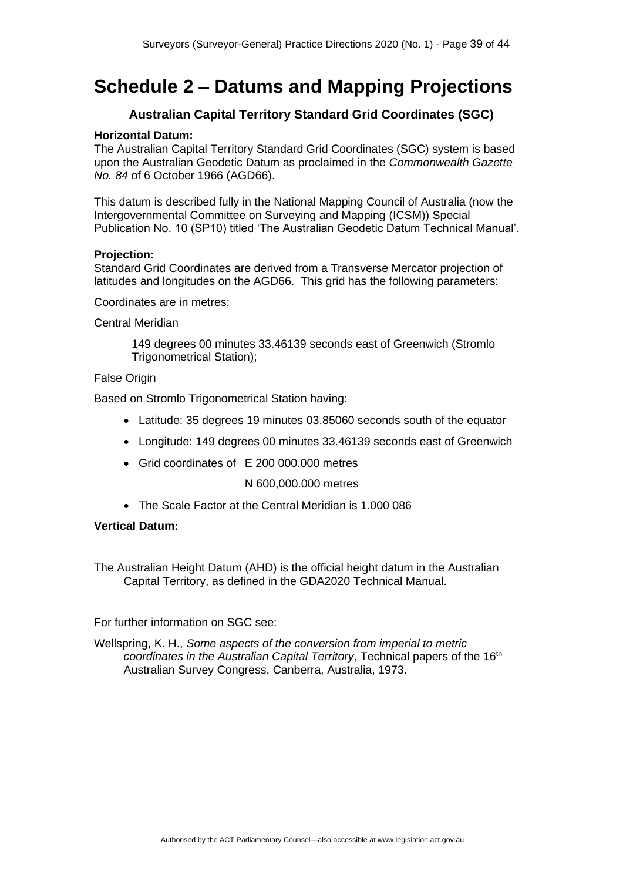# Schedule 2 – Datums and Mapping Projections

### Australian Capital Territory Standard Grid Coordinates (SGC)

**Horizontal Datum:**

The Australian Capital Territory Standard Grid Coordinates (SGC) system is based upon the Australian Geodetic Datum as proclaimed in the *Commonwealth Gazette No. 84* of 6 October 1966 (AGD66).

This datum is described fully in the National Mapping Council of Australia (now the Intergovernmental Committee on Surveying and Mapping (ICSM)) Special Publication No. 10 (SP10) titled 'The Australian Geodetic Datum Technical Manual'.

**Projection:**

Standard Grid Coordinates are derived from a Transverse Mercator projection of latitudes and longitudes on the AGD66. This grid has the following parameters:

Coordinates are in metres;

Central Meridian

> 149 degrees 00 minutes 33.46139 seconds east of Greenwich (Stromlo Trigonometrical Station);

False Origin

Based on Stromlo Trigonometrical Station having:

- Latitude: 35 degrees 19 minutes 03.85060 seconds south of the equator
- Longitude: 149 degrees 00 minutes 33.46139 seconds east of Greenwich
- Grid coordinates of E 200 000.000 metres
  N 600,000.000 metres
- The Scale Factor at the Central Meridian is 1.000 086

**Vertical Datum:**

The Australian Height Datum (AHD) is the official height datum in the Australian Capital Territory, as defined in the GDA2020 Technical Manual.

For further information on SGC see:

Wellspring, K. H., *Some aspects of the conversion from imperial to metric coordinates in the Australian Capital Territory*, Technical papers of the 16th Australian Survey Congress, Canberra, Australia, 1973.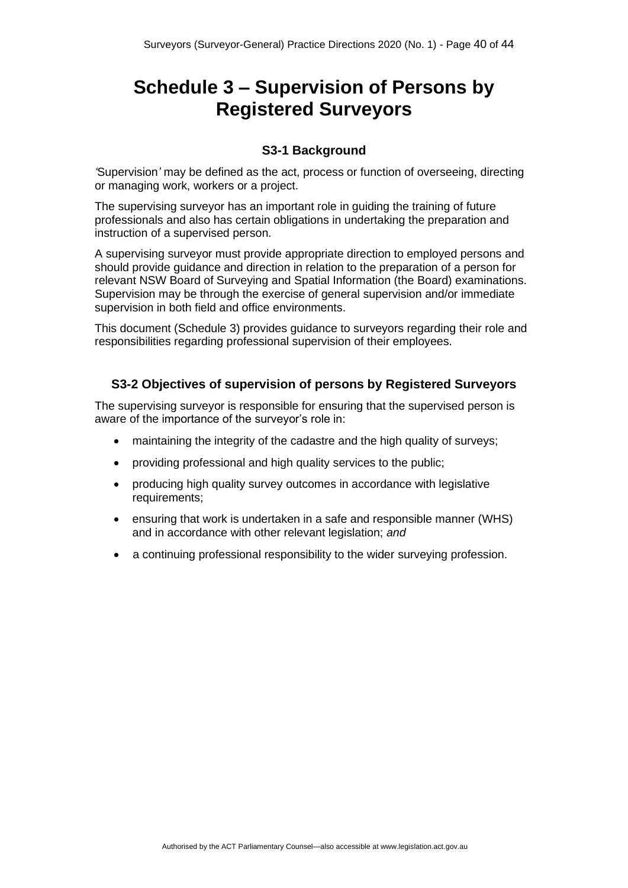# Schedule 3 – Supervision of Persons by Registered Surveyors

### S3-1 Background

*'*Supervision*'* may be defined as the act, process or function of overseeing, directing or managing work, workers or a project.

The supervising surveyor has an important role in guiding the training of future professionals and also has certain obligations in undertaking the preparation and instruction of a supervised person.

A supervising surveyor must provide appropriate direction to employed persons and should provide guidance and direction in relation to the preparation of a person for relevant NSW Board of Surveying and Spatial Information (the Board) examinations. Supervision may be through the exercise of general supervision and/or immediate supervision in both field and office environments.

This document (Schedule 3) provides guidance to surveyors regarding their role and responsibilities regarding professional supervision of their employees.

### S3-2 Objectives of supervision of persons by Registered Surveyors

The supervising surveyor is responsible for ensuring that the supervised person is aware of the importance of the surveyor's role in:

- maintaining the integrity of the cadastre and the high quality of surveys;
- providing professional and high quality services to the public;
- producing high quality survey outcomes in accordance with legislative requirements;
- ensuring that work is undertaken in a safe and responsible manner (WHS) and in accordance with other relevant legislation; *and*
- a continuing professional responsibility to the wider surveying profession.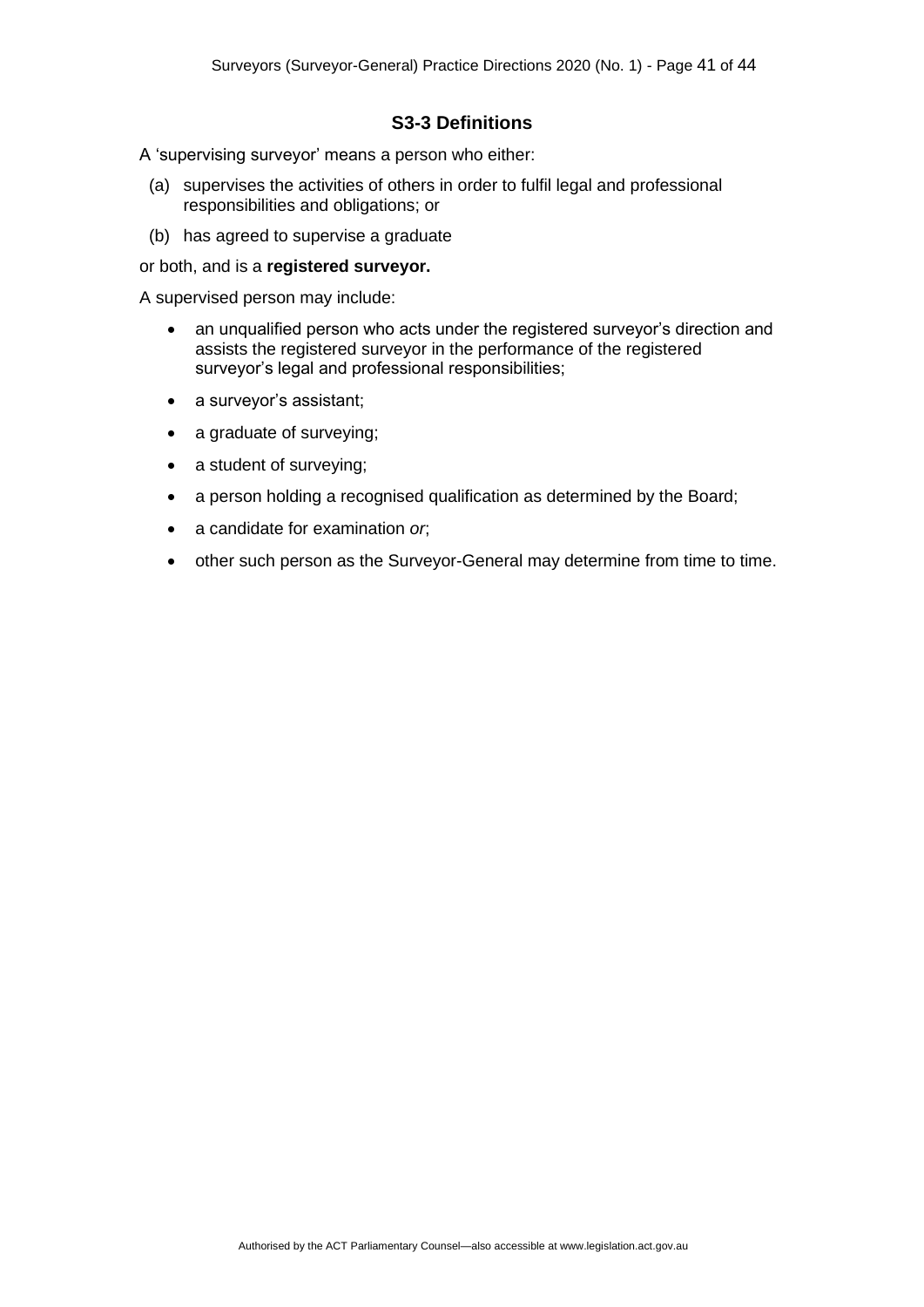### S3-3 Definitions

A 'supervising surveyor' means a person who either:

(a) supervises the activities of others in order to fulfil legal and professional responsibilities and obligations; or

(b) has agreed to supervise a graduate

or both, and is a **registered surveyor.**

A supervised person may include:

- an unqualified person who acts under the registered surveyor's direction and assists the registered surveyor in the performance of the registered surveyor's legal and professional responsibilities;
- a surveyor's assistant;
- a graduate of surveying;
- a student of surveying;
- a person holding a recognised qualification as determined by the Board;
- a candidate for examination *or*;
- other such person as the Surveyor-General may determine from time to time.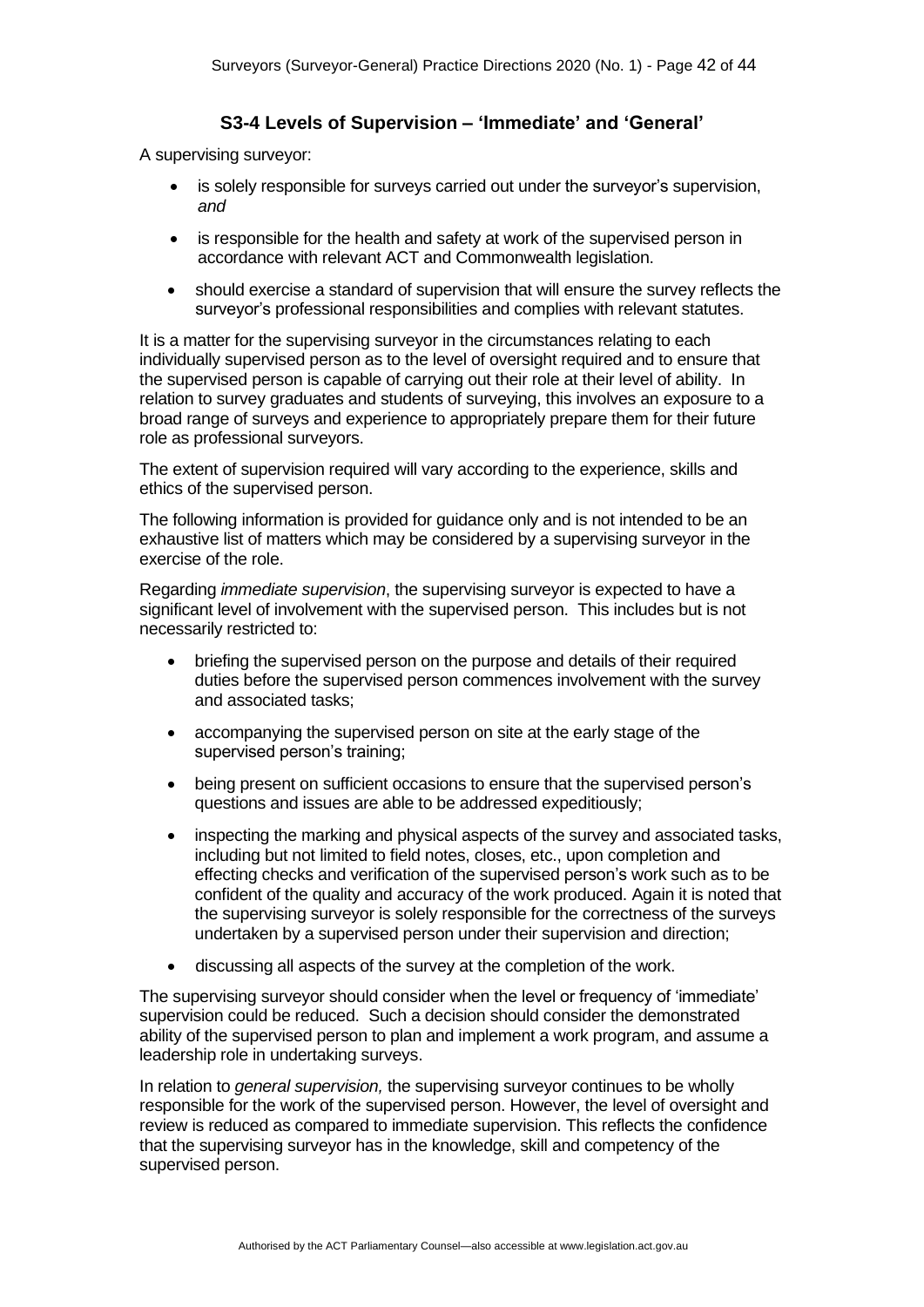### S3-4 Levels of Supervision – 'Immediate' and 'General'

A supervising surveyor:

- is solely responsible for surveys carried out under the surveyor's supervision, *and*
- is responsible for the health and safety at work of the supervised person in accordance with relevant ACT and Commonwealth legislation.
- should exercise a standard of supervision that will ensure the survey reflects the surveyor's professional responsibilities and complies with relevant statutes.

It is a matter for the supervising surveyor in the circumstances relating to each individually supervised person as to the level of oversight required and to ensure that the supervised person is capable of carrying out their role at their level of ability. In relation to survey graduates and students of surveying, this involves an exposure to a broad range of surveys and experience to appropriately prepare them for their future role as professional surveyors.

The extent of supervision required will vary according to the experience, skills and ethics of the supervised person.

The following information is provided for guidance only and is not intended to be an exhaustive list of matters which may be considered by a supervising surveyor in the exercise of the role.

Regarding *immediate supervision*, the supervising surveyor is expected to have a significant level of involvement with the supervised person. This includes but is not necessarily restricted to:

- briefing the supervised person on the purpose and details of their required duties before the supervised person commences involvement with the survey and associated tasks;
- accompanying the supervised person on site at the early stage of the supervised person's training;
- being present on sufficient occasions to ensure that the supervised person's questions and issues are able to be addressed expeditiously;
- inspecting the marking and physical aspects of the survey and associated tasks, including but not limited to field notes, closes, etc., upon completion and effecting checks and verification of the supervised person's work such as to be confident of the quality and accuracy of the work produced. Again it is noted that the supervising surveyor is solely responsible for the correctness of the surveys undertaken by a supervised person under their supervision and direction;
- discussing all aspects of the survey at the completion of the work.

The supervising surveyor should consider when the level or frequency of 'immediate' supervision could be reduced. Such a decision should consider the demonstrated ability of the supervised person to plan and implement a work program, and assume a leadership role in undertaking surveys.

In relation to *general supervision,* the supervising surveyor continues to be wholly responsible for the work of the supervised person. However, the level of oversight and review is reduced as compared to immediate supervision. This reflects the confidence that the supervising surveyor has in the knowledge, skill and competency of the supervised person.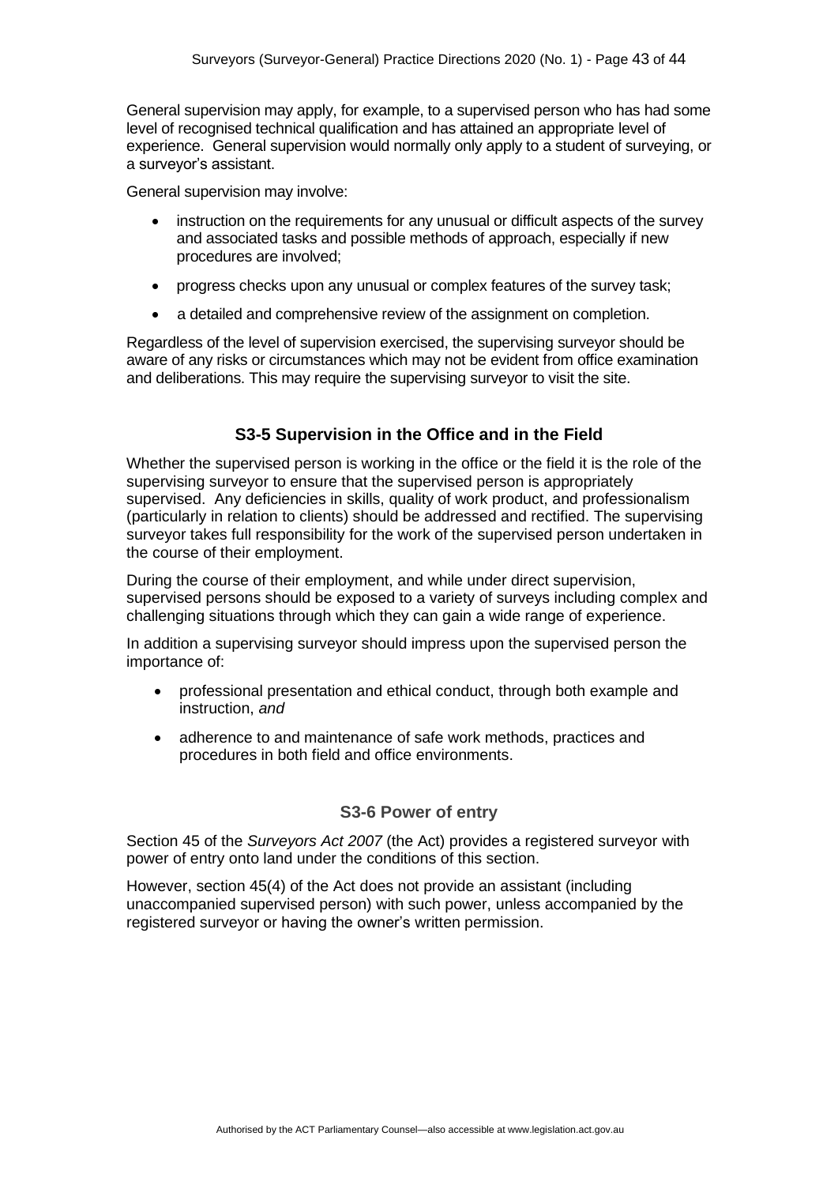General supervision may apply, for example, to a supervised person who has had some level of recognised technical qualification and has attained an appropriate level of experience. General supervision would normally only apply to a student of surveying, or a surveyor's assistant.

General supervision may involve:

- instruction on the requirements for any unusual or difficult aspects of the survey and associated tasks and possible methods of approach, especially if new procedures are involved;
- progress checks upon any unusual or complex features of the survey task;
- a detailed and comprehensive review of the assignment on completion.

Regardless of the level of supervision exercised, the supervising surveyor should be aware of any risks or circumstances which may not be evident from office examination and deliberations. This may require the supervising surveyor to visit the site.

## S3-5 Supervision in the Office and in the Field

Whether the supervised person is working in the office or the field it is the role of the supervising surveyor to ensure that the supervised person is appropriately supervised. Any deficiencies in skills, quality of work product, and professionalism (particularly in relation to clients) should be addressed and rectified. The supervising surveyor takes full responsibility for the work of the supervised person undertaken in the course of their employment.

During the course of their employment, and while under direct supervision, supervised persons should be exposed to a variety of surveys including complex and challenging situations through which they can gain a wide range of experience.

In addition a supervising surveyor should impress upon the supervised person the importance of:

- professional presentation and ethical conduct, through both example and instruction, *and*
- adherence to and maintenance of safe work methods, practices and procedures in both field and office environments.

## S3-6 Power of entry

Section 45 of the *Surveyors Act 2007* (the Act) provides a registered surveyor with power of entry onto land under the conditions of this section.

However, section 45(4) of the Act does not provide an assistant (including unaccompanied supervised person) with such power, unless accompanied by the registered surveyor or having the owner's written permission.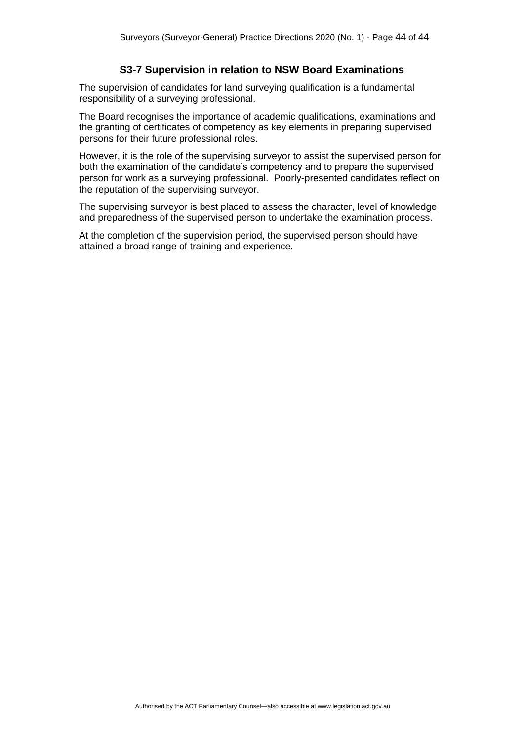### S3-7 Supervision in relation to NSW Board Examinations

The supervision of candidates for land surveying qualification is a fundamental responsibility of a surveying professional.

The Board recognises the importance of academic qualifications, examinations and the granting of certificates of competency as key elements in preparing supervised persons for their future professional roles.

However, it is the role of the supervising surveyor to assist the supervised person for both the examination of the candidate's competency and to prepare the supervised person for work as a surveying professional. Poorly-presented candidates reflect on the reputation of the supervising surveyor.

The supervising surveyor is best placed to assess the character, level of knowledge and preparedness of the supervised person to undertake the examination process.

At the completion of the supervision period, the supervised person should have attained a broad range of training and experience.